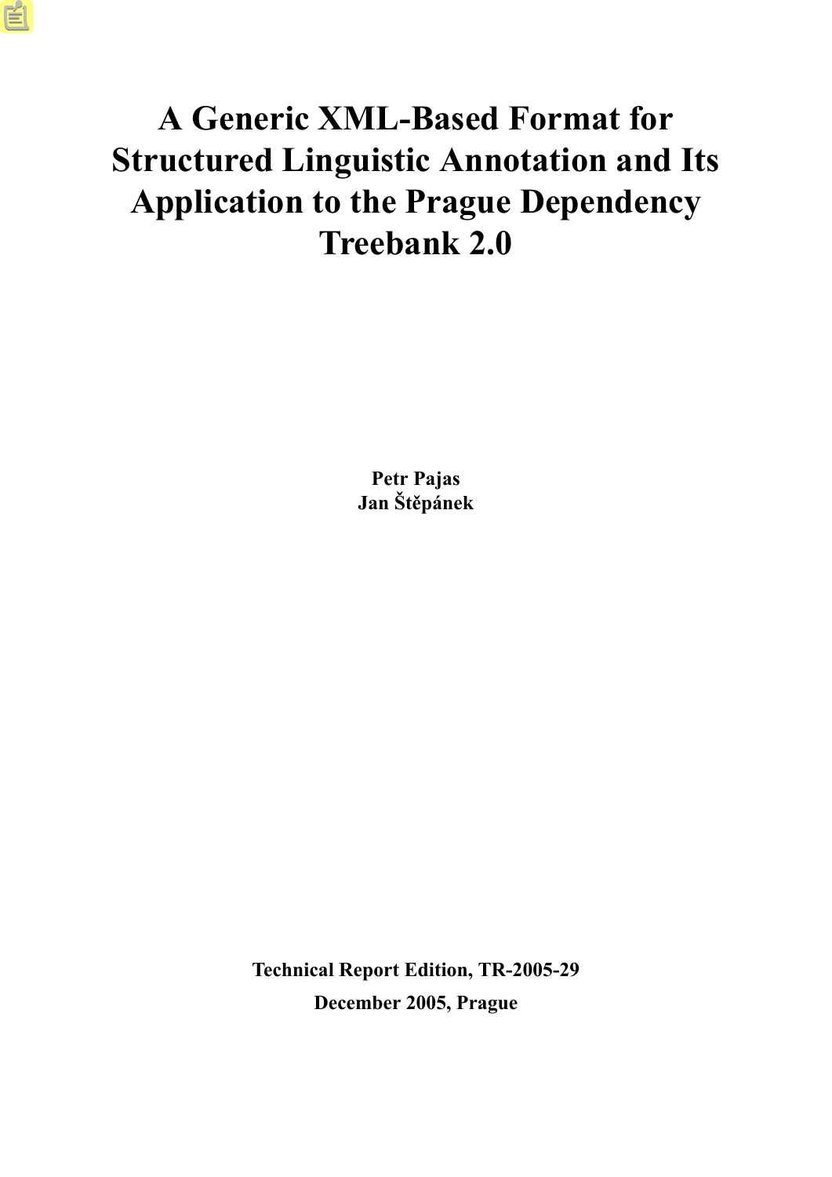# A Generic XML-Based Format for Structured Linguistic Annotation and Its Application to the Prague Dependency Treebank 2.0

**Petr Pajas**
**Jan Štěpánek**

**Technical Report Edition, TR-2005-29**

**December 2005, Prague**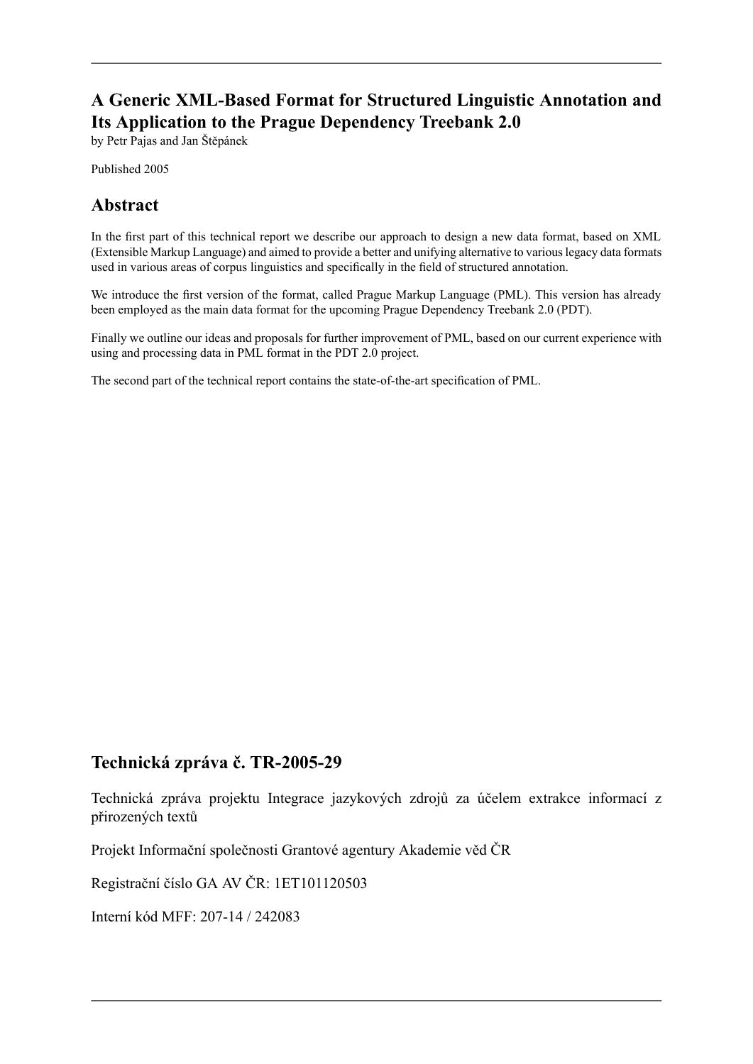# A Generic XML-Based Format for Structured Linguistic Annotation and Its Application to the Prague Dependency Treebank 2.0

by Petr Pajas and Jan Štěpánek

Published 2005

## Abstract

In the first part of this technical report we describe our approach to design a new data format, based on XML (Extensible Markup Language) and aimed to provide a better and unifying alternative to various legacy data formats used in various areas of corpus linguistics and specifically in the field of structured annotation.

We introduce the first version of the format, called Prague Markup Language (PML). This version has already been employed as the main data format for the upcoming Prague Dependency Treebank 2.0 (PDT).

Finally we outline our ideas and proposals for further improvement of PML, based on our current experience with using and processing data in PML format in the PDT 2.0 project.

The second part of the technical report contains the state-of-the-art specification of PML.

## Technická zpráva č. TR-2005-29

Technická zpráva projektu Integrace jazykových zdrojů za účelem extrakce informací z přirozených textů

Projekt Informační společnosti Grantové agentury Akademie věd ČR

Registrační číslo GA AV ČR: 1ET101120503

Interní kód MFF: 207-14 / 242083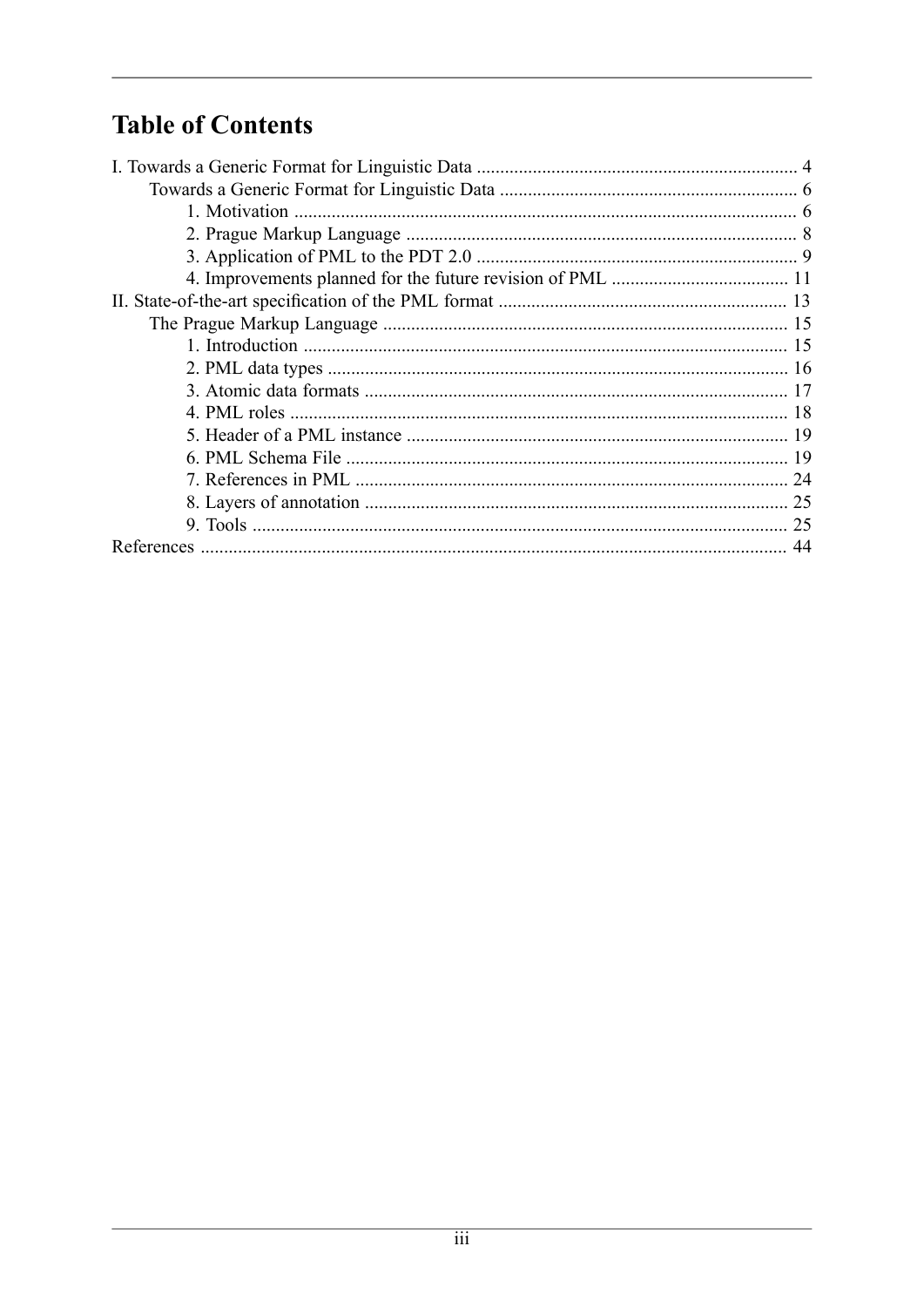# Table of Contents

- I. Towards a Generic Format for Linguistic Data ..... 4
  - Towards a Generic Format for Linguistic Data ..... 6
    - 1. Motivation ..... 6
    - 2. Prague Markup Language ..... 8
    - 3. Application of PML to the PDT 2.0 ..... 9
    - 4. Improvements planned for the future revision of PML ..... 11
- II. State-of-the-art specification of the PML format ..... 13
  - The Prague Markup Language ..... 15
    - 1. Introduction ..... 15
    - 2. PML data types ..... 16
    - 3. Atomic data formats ..... 17
    - 4. PML roles ..... 18
    - 5. Header of a PML instance ..... 19
    - 6. PML Schema File ..... 19
    - 7. References in PML ..... 24
    - 8. Layers of annotation ..... 25
    - 9. Tools ..... 25
- References ..... 44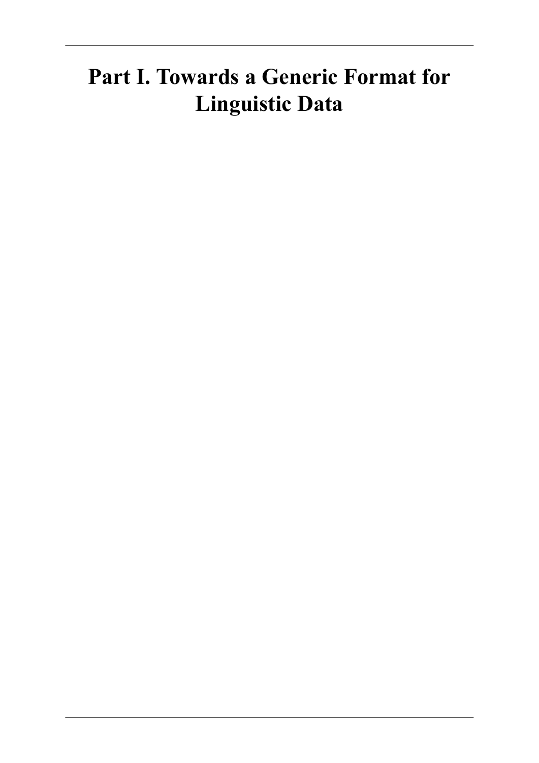# Part I. Towards a Generic Format for Linguistic Data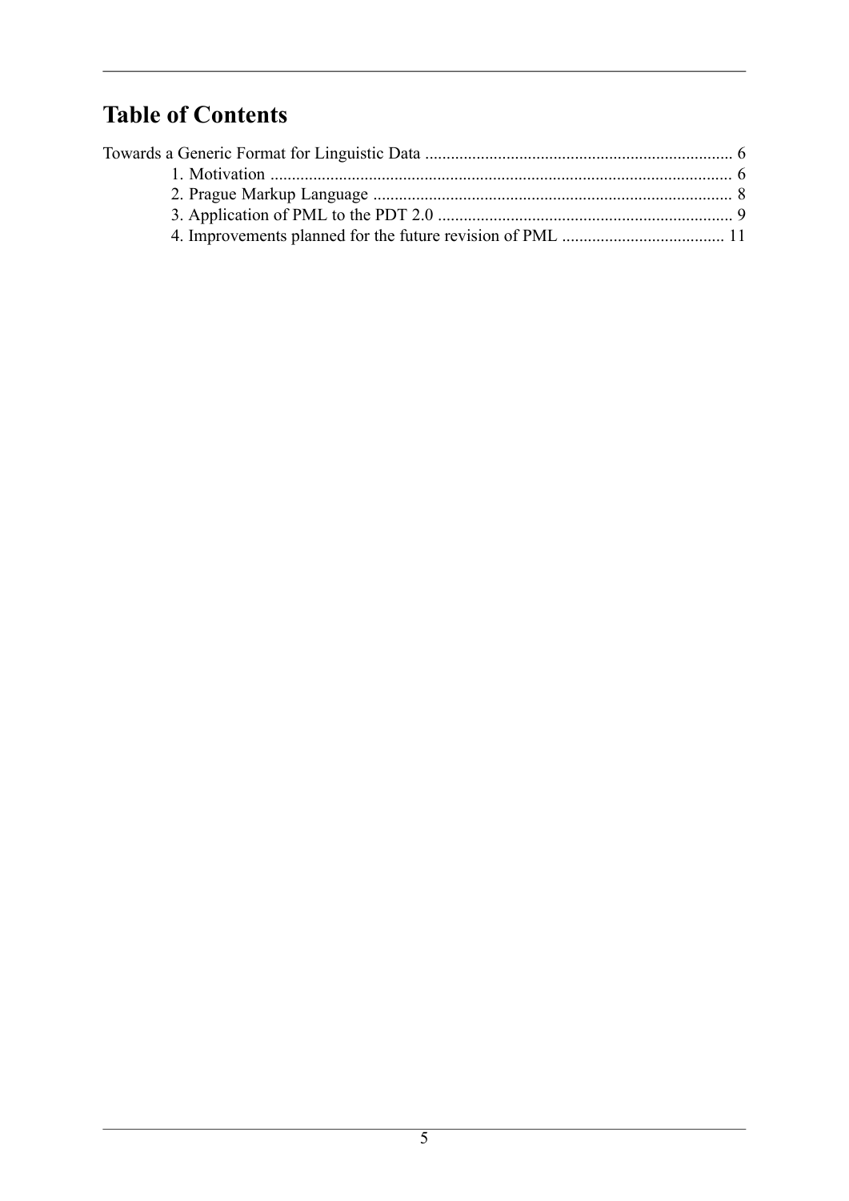# Table of Contents

Towards a Generic Format for Linguistic Data ........................................................................ 6
- 1. Motivation ........................................................................................................... 6
- 2. Prague Markup Language .................................................................................... 8
- 3. Application of PML to the PDT 2.0 ..................................................................... 9
- 4. Improvements planned for the future revision of PML ...................................... 11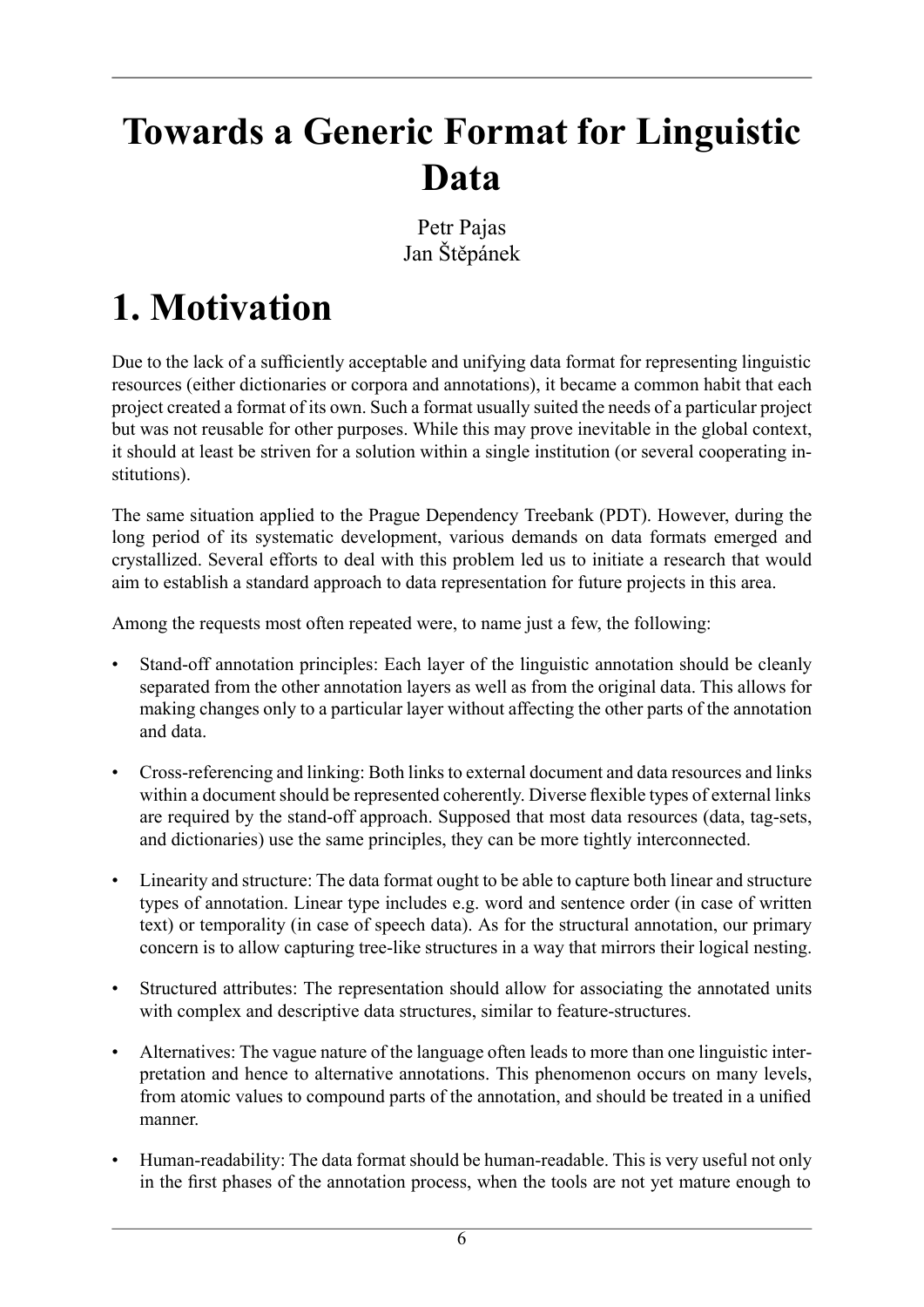# Towards a Generic Format for Linguistic Data

Petr Pajas
Jan Štěpánek

# 1. Motivation

Due to the lack of a sufficiently acceptable and unifying data format for representing linguistic resources (either dictionaries or corpora and annotations), it became a common habit that each project created a format of its own. Such a format usually suited the needs of a particular project but was not reusable for other purposes. While this may prove inevitable in the global context, it should at least be striven for a solution within a single institution (or several cooperating institutions).

The same situation applied to the Prague Dependency Treebank (PDT). However, during the long period of its systematic development, various demands on data formats emerged and crystallized. Several efforts to deal with this problem led us to initiate a research that would aim to establish a standard approach to data representation for future projects in this area.

Among the requests most often repeated were, to name just a few, the following:

- Stand-off annotation principles: Each layer of the linguistic annotation should be cleanly separated from the other annotation layers as well as from the original data. This allows for making changes only to a particular layer without affecting the other parts of the annotation and data.
- Cross-referencing and linking: Both links to external document and data resources and links within a document should be represented coherently. Diverse flexible types of external links are required by the stand-off approach. Supposed that most data resources (data, tag-sets, and dictionaries) use the same principles, they can be more tightly interconnected.
- Linearity and structure: The data format ought to be able to capture both linear and structure types of annotation. Linear type includes e.g. word and sentence order (in case of written text) or temporality (in case of speech data). As for the structural annotation, our primary concern is to allow capturing tree-like structures in a way that mirrors their logical nesting.
- Structured attributes: The representation should allow for associating the annotated units with complex and descriptive data structures, similar to feature-structures.
- Alternatives: The vague nature of the language often leads to more than one linguistic interpretation and hence to alternative annotations. This phenomenon occurs on many levels, from atomic values to compound parts of the annotation, and should be treated in a unified manner.
- Human-readability: The data format should be human-readable. This is very useful not only in the first phases of the annotation process, when the tools are not yet mature enough to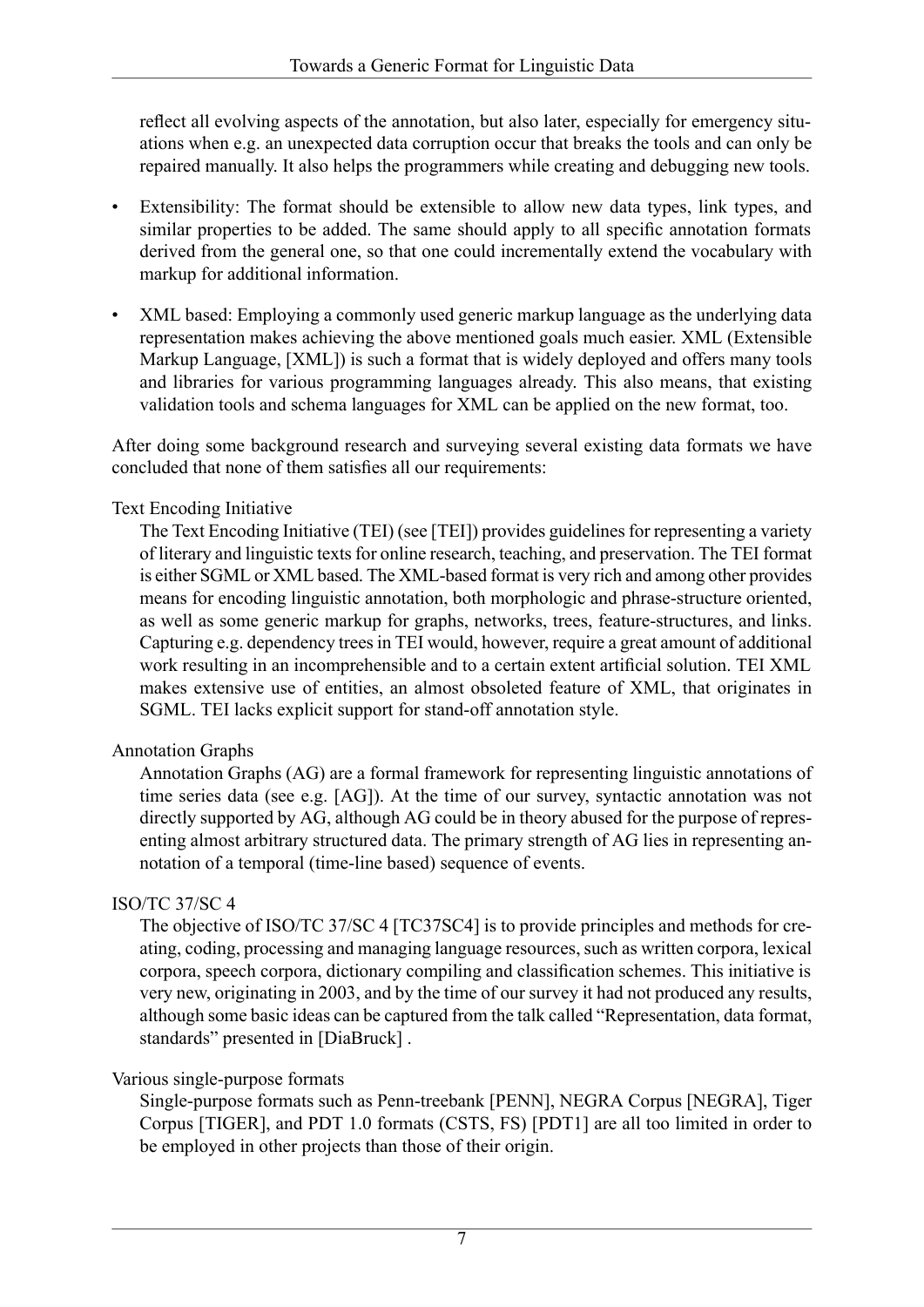reflect all evolving aspects of the annotation, but also later, especially for emergency situations when e.g. an unexpected data corruption occur that breaks the tools and can only be repaired manually. It also helps the programmers while creating and debugging new tools.

- Extensibility: The format should be extensible to allow new data types, link types, and similar properties to be added. The same should apply to all specific annotation formats derived from the general one, so that one could incrementally extend the vocabulary with markup for additional information.

- XML based: Employing a commonly used generic markup language as the underlying data representation makes achieving the above mentioned goals much easier. XML (Extensible Markup Language, [XML]) is such a format that is widely deployed and offers many tools and libraries for various programming languages already. This also means, that existing validation tools and schema languages for XML can be applied on the new format, too.

After doing some background research and surveying several existing data formats we have concluded that none of them satisfies all our requirements:

Text Encoding Initiative

The Text Encoding Initiative (TEI) (see [TEI]) provides guidelines for representing a variety of literary and linguistic texts for online research, teaching, and preservation. The TEI format is either SGML or XML based. The XML-based format is very rich and among other provides means for encoding linguistic annotation, both morphologic and phrase-structure oriented, as well as some generic markup for graphs, networks, trees, feature-structures, and links. Capturing e.g. dependency trees in TEI would, however, require a great amount of additional work resulting in an incomprehensible and to a certain extent artificial solution. TEI XML makes extensive use of entities, an almost obsoleted feature of XML, that originates in SGML. TEI lacks explicit support for stand-off annotation style.

Annotation Graphs

Annotation Graphs (AG) are a formal framework for representing linguistic annotations of time series data (see e.g. [AG]). At the time of our survey, syntactic annotation was not directly supported by AG, although AG could be in theory abused for the purpose of representing almost arbitrary structured data. The primary strength of AG lies in representing annotation of a temporal (time-line based) sequence of events.

ISO/TC 37/SC 4

The objective of ISO/TC 37/SC 4 [TC37SC4] is to provide principles and methods for creating, coding, processing and managing language resources, such as written corpora, lexical corpora, speech corpora, dictionary compiling and classification schemes. This initiative is very new, originating in 2003, and by the time of our survey it had not produced any results, although some basic ideas can be captured from the talk called "Representation, data format, standards" presented in [DiaBruck] .

Various single-purpose formats

Single-purpose formats such as Penn-treebank [PENN], NEGRA Corpus [NEGRA], Tiger Corpus [TIGER], and PDT 1.0 formats (CSTS, FS) [PDT1] are all too limited in order to be employed in other projects than those of their origin.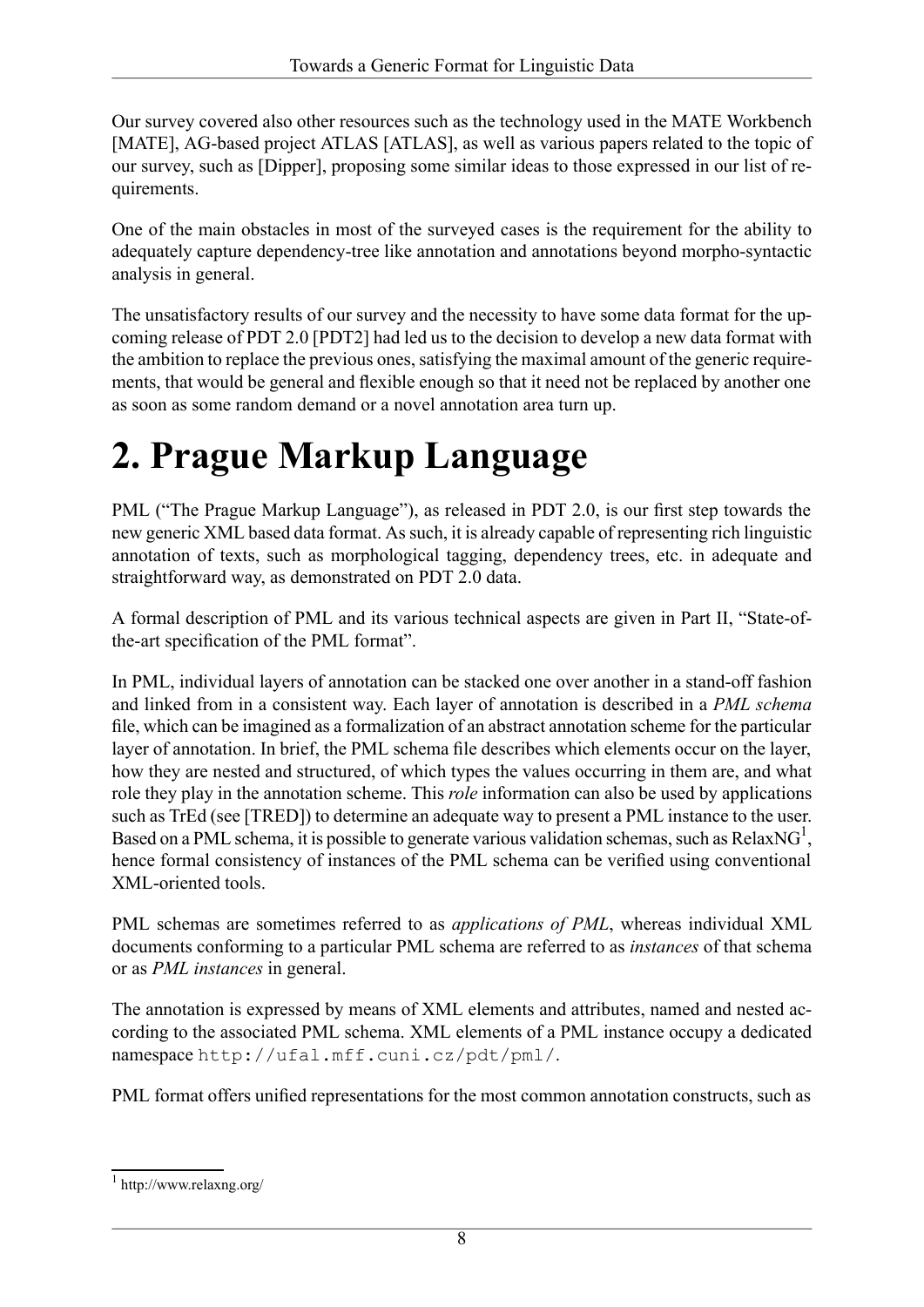Our survey covered also other resources such as the technology used in the MATE Workbench [MATE], AG-based project ATLAS [ATLAS], as well as various papers related to the topic of our survey, such as [Dipper], proposing some similar ideas to those expressed in our list of requirements.

One of the main obstacles in most of the surveyed cases is the requirement for the ability to adequately capture dependency-tree like annotation and annotations beyond morpho-syntactic analysis in general.

The unsatisfactory results of our survey and the necessity to have some data format for the upcoming release of PDT 2.0 [PDT2] had led us to the decision to develop a new data format with the ambition to replace the previous ones, satisfying the maximal amount of the generic requirements, that would be general and flexible enough so that it need not be replaced by another one as soon as some random demand or a novel annotation area turn up.

# 2. Prague Markup Language

PML ("The Prague Markup Language"), as released in PDT 2.0, is our first step towards the new generic XML based data format. As such, it is already capable of representing rich linguistic annotation of texts, such as morphological tagging, dependency trees, etc. in adequate and straightforward way, as demonstrated on PDT 2.0 data.

A formal description of PML and its various technical aspects are given in Part II, "State-of-the-art specification of the PML format".

In PML, individual layers of annotation can be stacked one over another in a stand-off fashion and linked from in a consistent way. Each layer of annotation is described in a *PML schema* file, which can be imagined as a formalization of an abstract annotation scheme for the particular layer of annotation. In brief, the PML schema file describes which elements occur on the layer, how they are nested and structured, of which types the values occurring in them are, and what role they play in the annotation scheme. This *role* information can also be used by applications such as TrEd (see [TRED]) to determine an adequate way to present a PML instance to the user. Based on a PML schema, it is possible to generate various validation schemas, such as RelaxNG[1], hence formal consistency of instances of the PML schema can be verified using conventional XML-oriented tools.

PML schemas are sometimes referred to as *applications of PML*, whereas individual XML documents conforming to a particular PML schema are referred to as *instances* of that schema or as *PML instances* in general.

The annotation is expressed by means of XML elements and attributes, named and nested according to the associated PML schema. XML elements of a PML instance occupy a dedicated namespace `http://ufal.mff.cuni.cz/pdt/pml/`.

PML format offers unified representations for the most common annotation constructs, such as

[1] http://www.relaxng.org/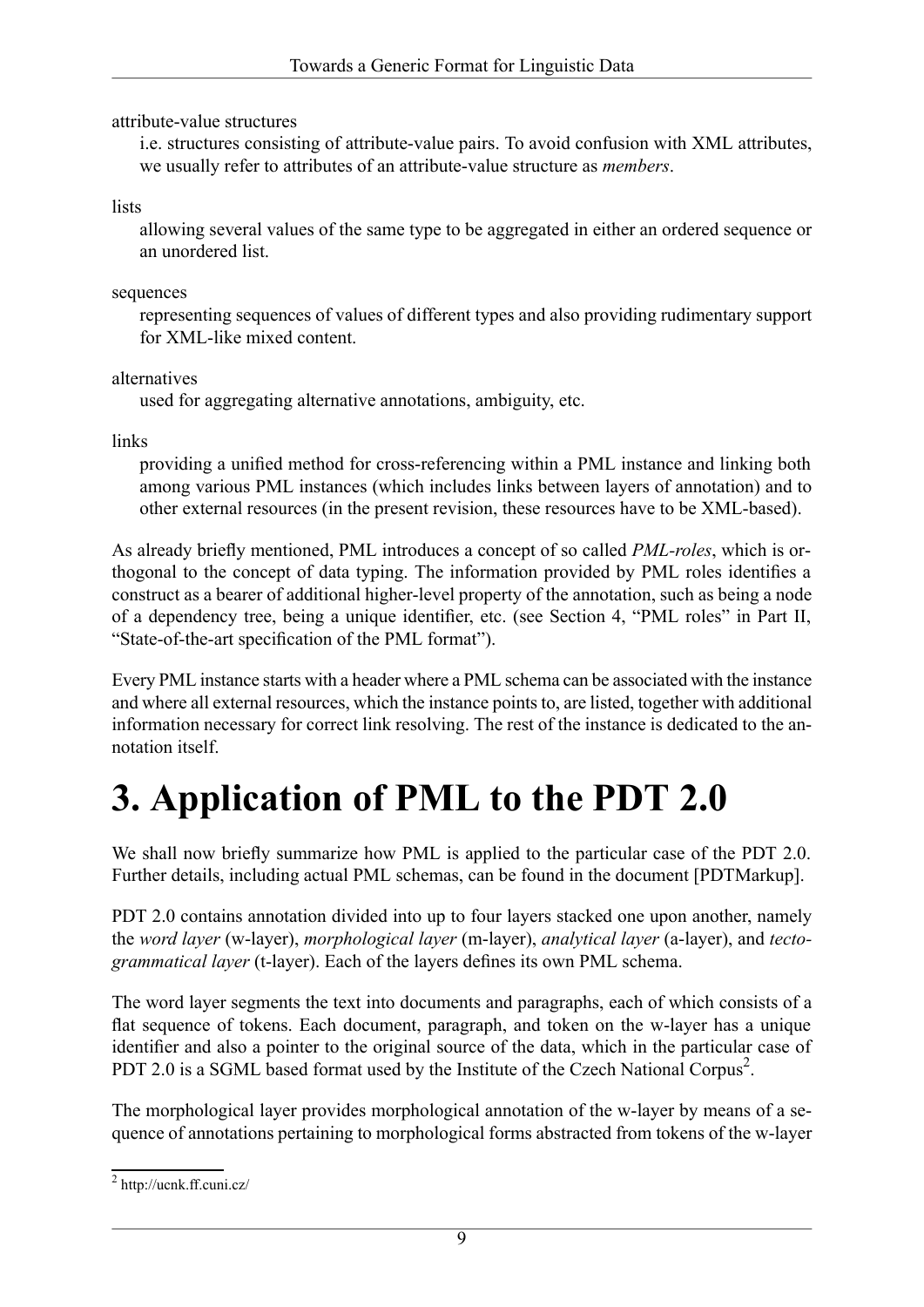attribute-value structures
: i.e. structures consisting of attribute-value pairs. To avoid confusion with XML attributes, we usually refer to attributes of an attribute-value structure as *members*.

lists
: allowing several values of the same type to be aggregated in either an ordered sequence or an unordered list.

sequences
: representing sequences of values of different types and also providing rudimentary support for XML-like mixed content.

alternatives
: used for aggregating alternative annotations, ambiguity, etc.

links
: providing a unified method for cross-referencing within a PML instance and linking both among various PML instances (which includes links between layers of annotation) and to other external resources (in the present revision, these resources have to be XML-based).

As already briefly mentioned, PML introduces a concept of so called *PML-roles*, which is orthogonal to the concept of data typing. The information provided by PML roles identifies a construct as a bearer of additional higher-level property of the annotation, such as being a node of a dependency tree, being a unique identifier, etc. (see Section 4, "PML roles" in Part II, "State-of-the-art specification of the PML format").

Every PML instance starts with a header where a PML schema can be associated with the instance and where all external resources, which the instance points to, are listed, together with additional information necessary for correct link resolving. The rest of the instance is dedicated to the annotation itself.

# 3. Application of PML to the PDT 2.0

We shall now briefly summarize how PML is applied to the particular case of the PDT 2.0. Further details, including actual PML schemas, can be found in the document [PDTMarkup].

PDT 2.0 contains annotation divided into up to four layers stacked one upon another, namely the *word layer* (w-layer), *morphological layer* (m-layer), *analytical layer* (a-layer), and *tectogrammatical layer* (t-layer). Each of the layers defines its own PML schema.

The word layer segments the text into documents and paragraphs, each of which consists of a flat sequence of tokens. Each document, paragraph, and token on the w-layer has a unique identifier and also a pointer to the original source of the data, which in the particular case of PDT 2.0 is a SGML based format used by the Institute of the Czech National Corpus[2].

The morphological layer provides morphological annotation of the w-layer by means of a sequence of annotations pertaining to morphological forms abstracted from tokens of the w-layer

[2] http://ucnk.ff.cuni.cz/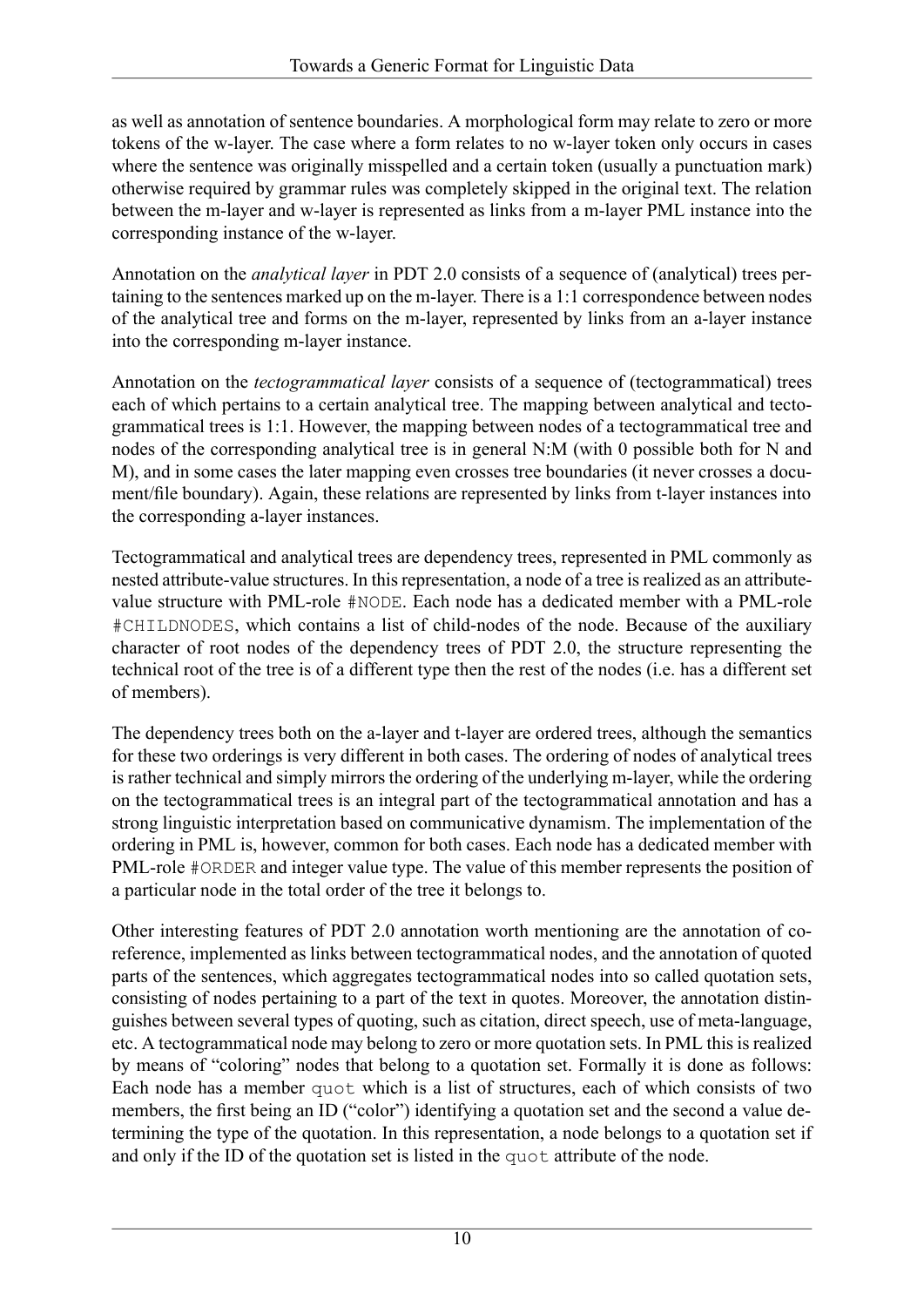as well as annotation of sentence boundaries. A morphological form may relate to zero or more tokens of the w-layer. The case where a form relates to no w-layer token only occurs in cases where the sentence was originally misspelled and a certain token (usually a punctuation mark) otherwise required by grammar rules was completely skipped in the original text. The relation between the m-layer and w-layer is represented as links from a m-layer PML instance into the corresponding instance of the w-layer.

Annotation on the *analytical layer* in PDT 2.0 consists of a sequence of (analytical) trees pertaining to the sentences marked up on the m-layer. There is a 1:1 correspondence between nodes of the analytical tree and forms on the m-layer, represented by links from an a-layer instance into the corresponding m-layer instance.

Annotation on the *tectogrammatical layer* consists of a sequence of (tectogrammatical) trees each of which pertains to a certain analytical tree. The mapping between analytical and tectogrammatical trees is 1:1. However, the mapping between nodes of a tectogrammatical tree and nodes of the corresponding analytical tree is in general N:M (with 0 possible both for N and M), and in some cases the later mapping even crosses tree boundaries (it never crosses a document/file boundary). Again, these relations are represented by links from t-layer instances into the corresponding a-layer instances.

Tectogrammatical and analytical trees are dependency trees, represented in PML commonly as nested attribute-value structures. In this representation, a node of a tree is realized as an attribute-value structure with PML-role `#NODE`. Each node has a dedicated member with a PML-role `#CHILDNODES`, which contains a list of child-nodes of the node. Because of the auxiliary character of root nodes of the dependency trees of PDT 2.0, the structure representing the technical root of the tree is of a different type then the rest of the nodes (i.e. has a different set of members).

The dependency trees both on the a-layer and t-layer are ordered trees, although the semantics for these two orderings is very different in both cases. The ordering of nodes of analytical trees is rather technical and simply mirrors the ordering of the underlying m-layer, while the ordering on the tectogrammatical trees is an integral part of the tectogrammatical annotation and has a strong linguistic interpretation based on communicative dynamism. The implementation of the ordering in PML is, however, common for both cases. Each node has a dedicated member with PML-role `#ORDER` and integer value type. The value of this member represents the position of a particular node in the total order of the tree it belongs to.

Other interesting features of PDT 2.0 annotation worth mentioning are the annotation of coreference, implemented as links between tectogrammatical nodes, and the annotation of quoted parts of the sentences, which aggregates tectogrammatical nodes into so called quotation sets, consisting of nodes pertaining to a part of the text in quotes. Moreover, the annotation distinguishes between several types of quoting, such as citation, direct speech, use of meta-language, etc. A tectogrammatical node may belong to zero or more quotation sets. In PML this is realized by means of "coloring" nodes that belong to a quotation set. Formally it is done as follows: Each node has a member `quot` which is a list of structures, each of which consists of two members, the first being an ID ("color") identifying a quotation set and the second a value determining the type of the quotation. In this representation, a node belongs to a quotation set if and only if the ID of the quotation set is listed in the `quot` attribute of the node.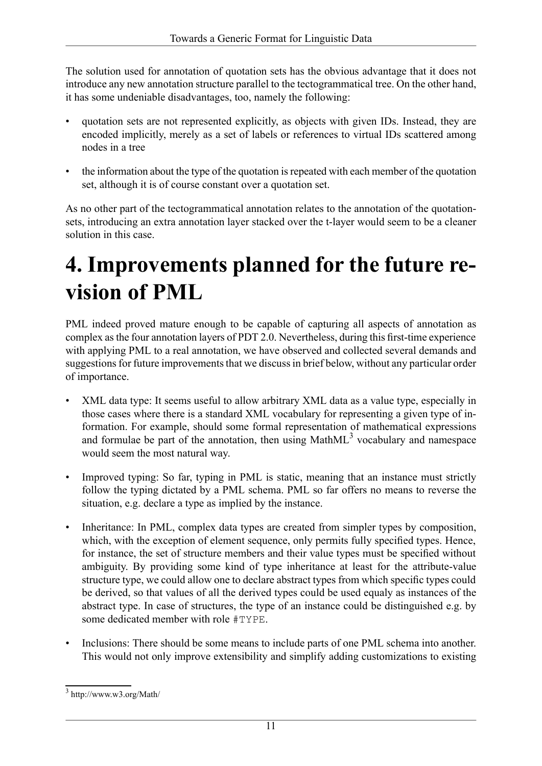The solution used for annotation of quotation sets has the obvious advantage that it does not introduce any new annotation structure parallel to the tectogrammatical tree. On the other hand, it has some undeniable disadvantages, too, namely the following:

- quotation sets are not represented explicitly, as objects with given IDs. Instead, they are encoded implicitly, merely as a set of labels or references to virtual IDs scattered among nodes in a tree
- the information about the type of the quotation is repeated with each member of the quotation set, although it is of course constant over a quotation set.

As no other part of the tectogrammatical annotation relates to the annotation of the quotation-sets, introducing an extra annotation layer stacked over the t-layer would seem to be a cleaner solution in this case.

# 4. Improvements planned for the future revision of PML

PML indeed proved mature enough to be capable of capturing all aspects of annotation as complex as the four annotation layers of PDT 2.0. Nevertheless, during this first-time experience with applying PML to a real annotation, we have observed and collected several demands and suggestions for future improvements that we discuss in brief below, without any particular order of importance.

- XML data type: It seems useful to allow arbitrary XML data as a value type, especially in those cases where there is a standard XML vocabulary for representing a given type of information. For example, should some formal representation of mathematical expressions and formulae be part of the annotation, then using MathML[3] vocabulary and namespace would seem the most natural way.
- Improved typing: So far, typing in PML is static, meaning that an instance must strictly follow the typing dictated by a PML schema. PML so far offers no means to reverse the situation, e.g. declare a type as implied by the instance.
- Inheritance: In PML, complex data types are created from simpler types by composition, which, with the exception of element sequence, only permits fully specified types. Hence, for instance, the set of structure members and their value types must be specified without ambiguity. By providing some kind of type inheritance at least for the attribute-value structure type, we could allow one to declare abstract types from which specific types could be derived, so that values of all the derived types could be used equaly as instances of the abstract type. In case of structures, the type of an instance could be distinguished e.g. by some dedicated member with role `#TYPE`.
- Inclusions: There should be some means to include parts of one PML schema into another. This would not only improve extensibility and simplify adding customizations to existing

[3] http://www.w3.org/Math/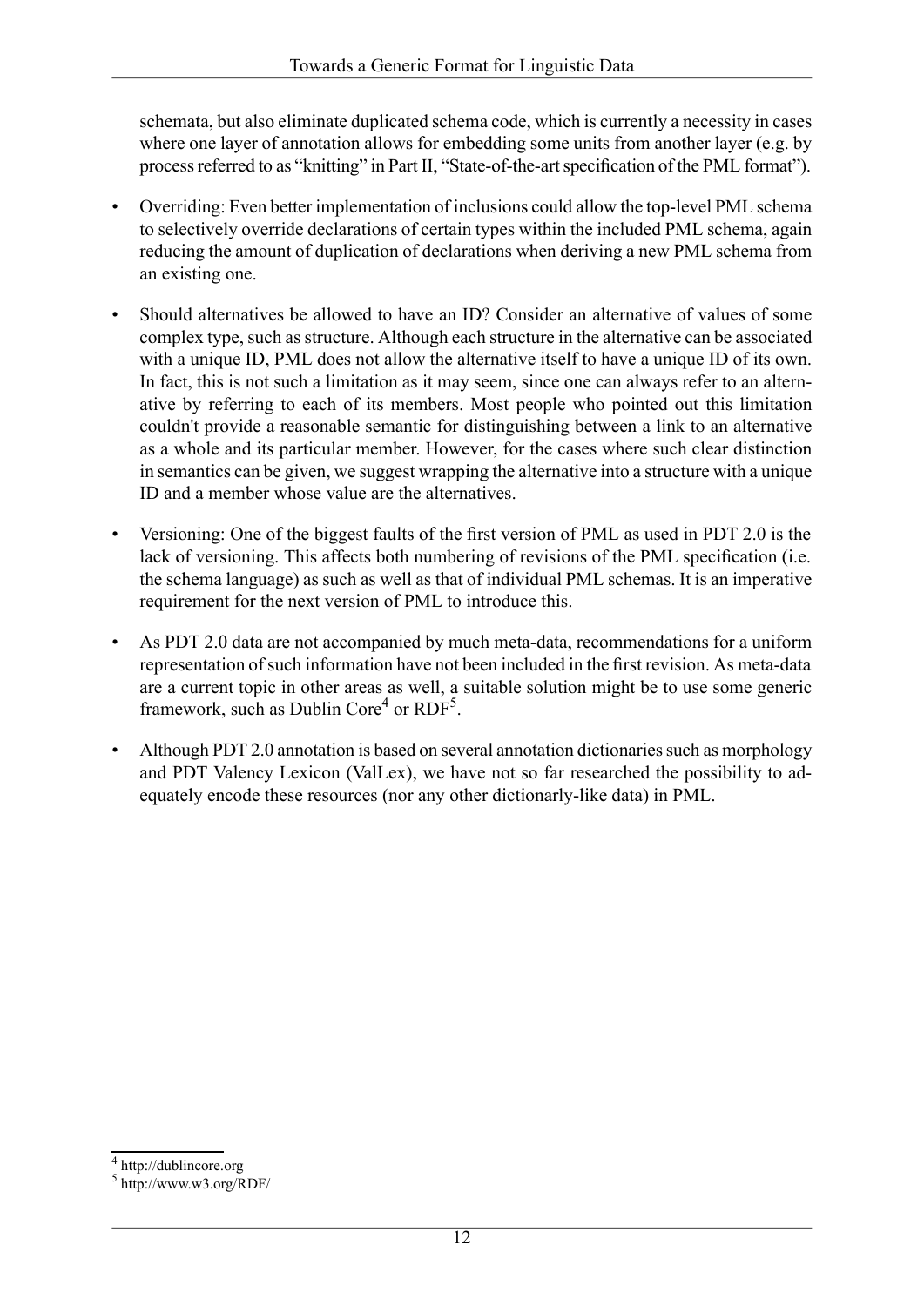schemata, but also eliminate duplicated schema code, which is currently a necessity in cases where one layer of annotation allows for embedding some units from another layer (e.g. by process referred to as "knitting" in Part II, "State-of-the-art specification of the PML format").

- Overriding: Even better implementation of inclusions could allow the top-level PML schema to selectively override declarations of certain types within the included PML schema, again reducing the amount of duplication of declarations when deriving a new PML schema from an existing one.
- Should alternatives be allowed to have an ID? Consider an alternative of values of some complex type, such as structure. Although each structure in the alternative can be associated with a unique ID, PML does not allow the alternative itself to have a unique ID of its own. In fact, this is not such a limitation as it may seem, since one can always refer to an alternative by referring to each of its members. Most people who pointed out this limitation couldn't provide a reasonable semantic for distinguishing between a link to an alternative as a whole and its particular member. However, for the cases where such clear distinction in semantics can be given, we suggest wrapping the alternative into a structure with a unique ID and a member whose value are the alternatives.
- Versioning: One of the biggest faults of the first version of PML as used in PDT 2.0 is the lack of versioning. This affects both numbering of revisions of the PML specification (i.e. the schema language) as such as well as that of individual PML schemas. It is an imperative requirement for the next version of PML to introduce this.
- As PDT 2.0 data are not accompanied by much meta-data, recommendations for a uniform representation of such information have not been included in the first revision. As meta-data are a current topic in other areas as well, a suitable solution might be to use some generic framework, such as Dublin Core[4] or RDF[5].
- Although PDT 2.0 annotation is based on several annotation dictionaries such as morphology and PDT Valency Lexicon (ValLex), we have not so far researched the possibility to adequately encode these resources (nor any other dictionary-like data) in PML.

[4] http://dublincore.org

[5] http://www.w3.org/RDF/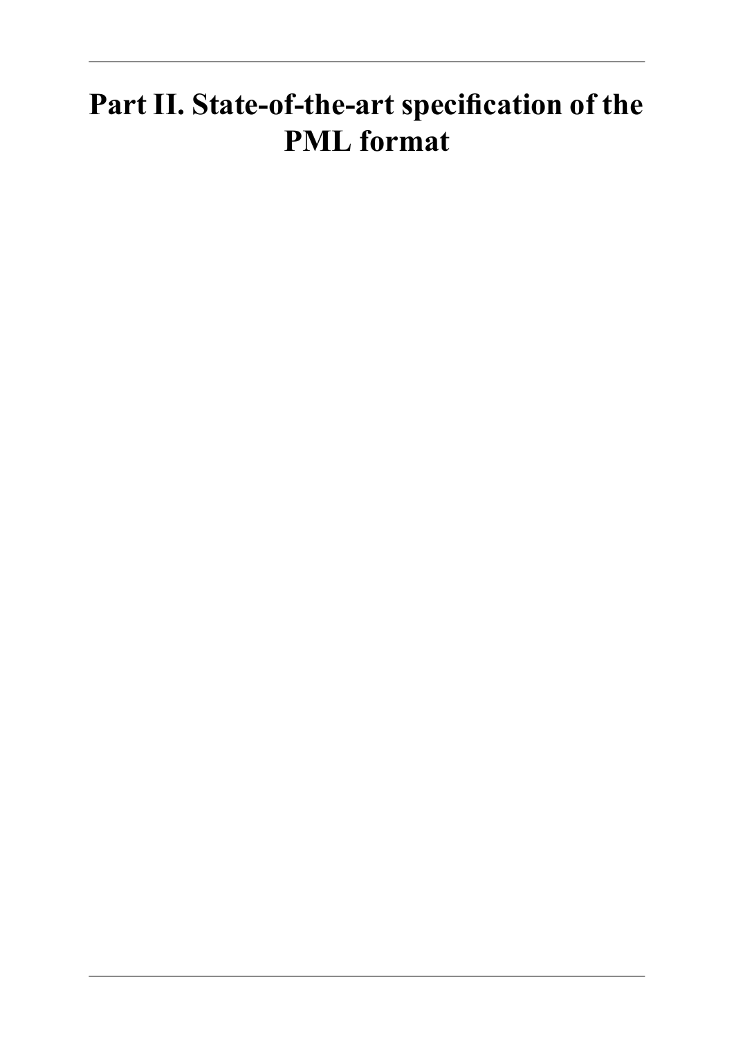# Part II. State-of-the-art specification of the PML format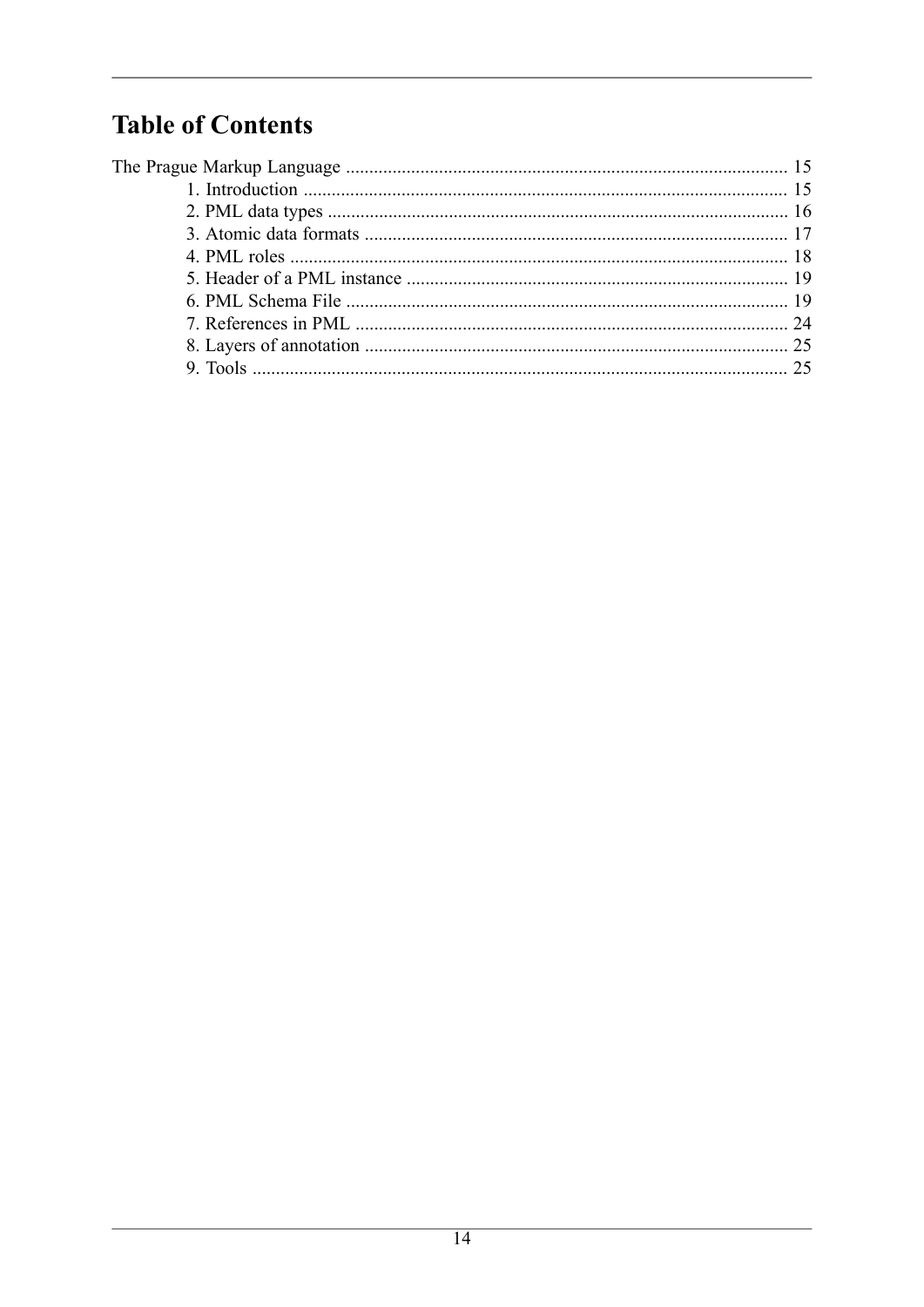# Table of Contents

The Prague Markup Language ............................................................................................... 15
- 1. Introduction ....................................................................................................... 15
- 2. PML data types .................................................................................................. 16
- 3. Atomic data formats .......................................................................................... 17
- 4. PML roles .......................................................................................................... 18
- 5. Header of a PML instance ................................................................................. 19
- 6. PML Schema File .............................................................................................. 19
- 7. References in PML ............................................................................................ 24
- 8. Layers of annotation .......................................................................................... 25
- 9. Tools .................................................................................................................. 25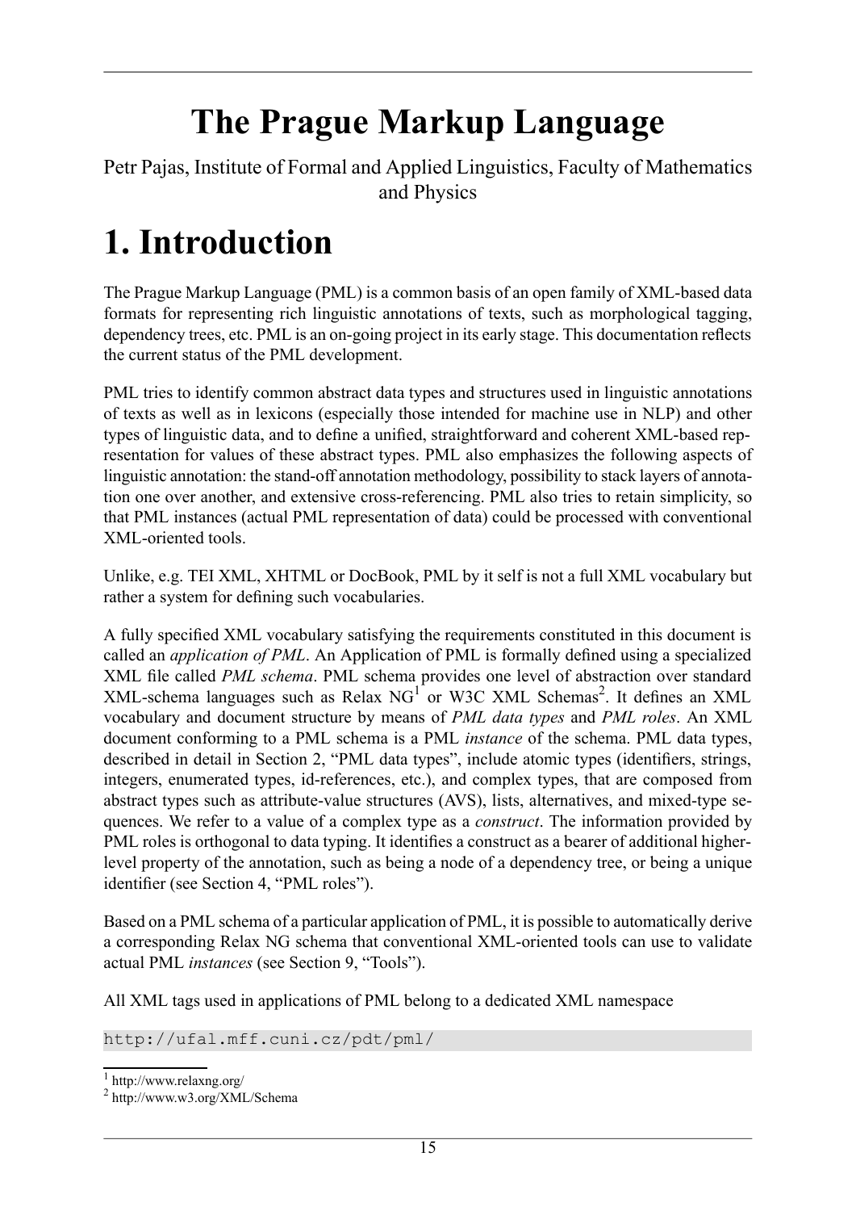# The Prague Markup Language

Petr Pajas, Institute of Formal and Applied Linguistics, Faculty of Mathematics and Physics

# 1. Introduction

The Prague Markup Language (PML) is a common basis of an open family of XML-based data formats for representing rich linguistic annotations of texts, such as morphological tagging, dependency trees, etc. PML is an on-going project in its early stage. This documentation reflects the current status of the PML development.

PML tries to identify common abstract data types and structures used in linguistic annotations of texts as well as in lexicons (especially those intended for machine use in NLP) and other types of linguistic data, and to define a unified, straightforward and coherent XML-based representation for values of these abstract types. PML also emphasizes the following aspects of linguistic annotation: the stand-off annotation methodology, possibility to stack layers of annotation one over another, and extensive cross-referencing. PML also tries to retain simplicity, so that PML instances (actual PML representation of data) could be processed with conventional XML-oriented tools.

Unlike, e.g. TEI XML, XHTML or DocBook, PML by it self is not a full XML vocabulary but rather a system for defining such vocabularies.

A fully specified XML vocabulary satisfying the requirements constituted in this document is called an *application of PML*. An Application of PML is formally defined using a specialized XML file called *PML schema*. PML schema provides one level of abstraction over standard XML-schema languages such as Relax NG[1] or W3C XML Schemas[2]. It defines an XML vocabulary and document structure by means of *PML data types* and *PML roles*. An XML document conforming to a PML schema is a PML *instance* of the schema. PML data types, described in detail in Section 2, "PML data types", include atomic types (identifiers, strings, integers, enumerated types, id-references, etc.), and complex types, that are composed from abstract types such as attribute-value structures (AVS), lists, alternatives, and mixed-type sequences. We refer to a value of a complex type as a *construct*. The information provided by PML roles is orthogonal to data typing. It identifies a construct as a bearer of additional higher-level property of the annotation, such as being a node of a dependency tree, or being a unique identifier (see Section 4, "PML roles").

Based on a PML schema of a particular application of PML, it is possible to automatically derive a corresponding Relax NG schema that conventional XML-oriented tools can use to validate actual PML *instances* (see Section 9, "Tools").

All XML tags used in applications of PML belong to a dedicated XML namespace

```
http://ufal.mff.cuni.cz/pdt/pml/
```

[1] http://www.relaxng.org/

[2] http://www.w3.org/XML/Schema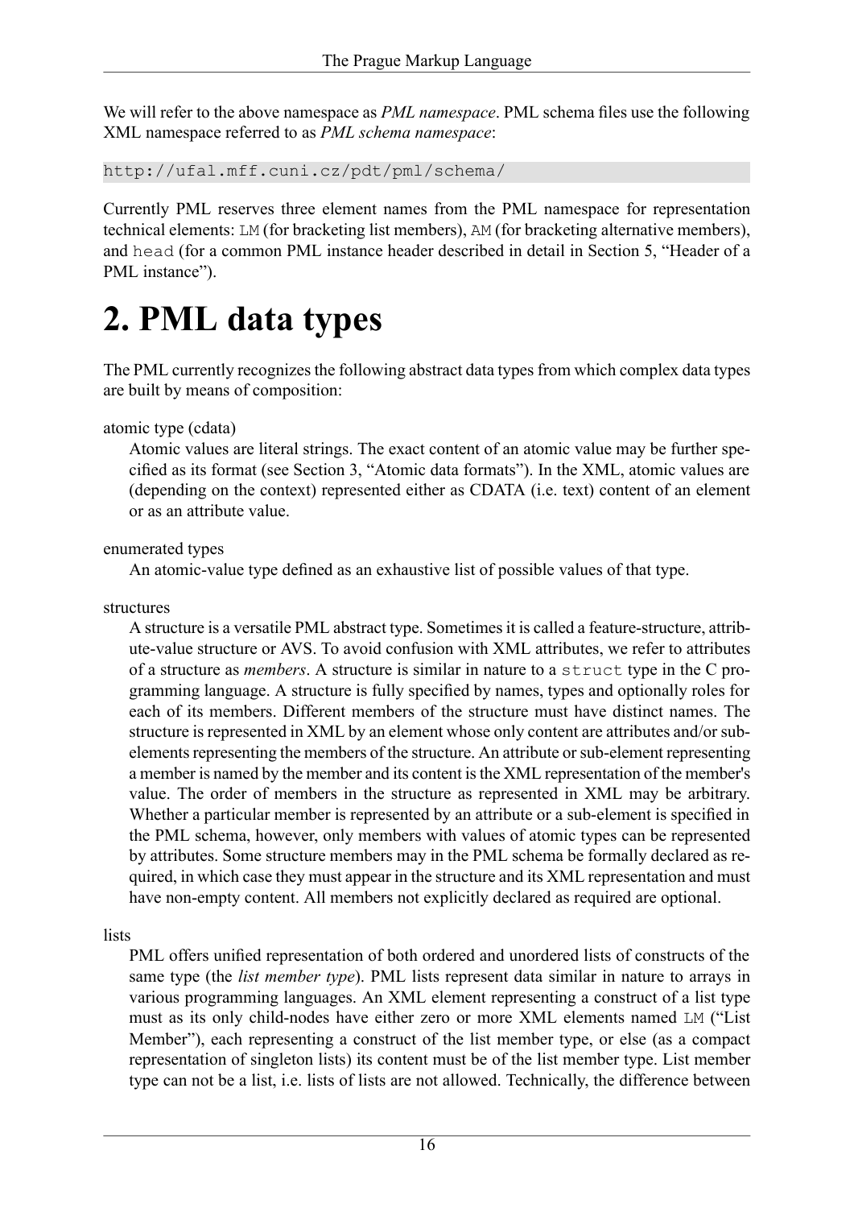We will refer to the above namespace as *PML namespace*. PML schema files use the following XML namespace referred to as *PML schema namespace*:

```
http://ufal.mff.cuni.cz/pdt/pml/schema/
```

Currently PML reserves three element names from the PML namespace for representation technical elements: `LM` (for bracketing list members), `AM` (for bracketing alternative members), and `head` (for a common PML instance header described in detail in Section 5, "Header of a PML instance").

# 2. PML data types

The PML currently recognizes the following abstract data types from which complex data types are built by means of composition:

atomic type (cdata)
: Atomic values are literal strings. The exact content of an atomic value may be further specified as its format (see Section 3, "Atomic data formats"). In the XML, atomic values are (depending on the context) represented either as CDATA (i.e. text) content of an element or as an attribute value.

enumerated types
: An atomic-value type defined as an exhaustive list of possible values of that type.

structures
: A structure is a versatile PML abstract type. Sometimes it is called a feature-structure, attribute-value structure or AVS. To avoid confusion with XML attributes, we refer to attributes of a structure as *members*. A structure is similar in nature to a `struct` type in the C programming language. A structure is fully specified by names, types and optionally roles for each of its members. Different members of the structure must have distinct names. The structure is represented in XML by an element whose only content are attributes and/or sub-elements representing the members of the structure. An attribute or sub-element representing a member is named by the member and its content is the XML representation of the member's value. The order of members in the structure as represented in XML may be arbitrary. Whether a particular member is represented by an attribute or a sub-element is specified in the PML schema, however, only members with values of atomic types can be represented by attributes. Some structure members may in the PML schema be formally declared as required, in which case they must appear in the structure and its XML representation and must have non-empty content. All members not explicitly declared as required are optional.

lists
: PML offers unified representation of both ordered and unordered lists of constructs of the same type (the *list member type*). PML lists represent data similar in nature to arrays in various programming languages. An XML element representing a construct of a list type must as its only child-nodes have either zero or more XML elements named `LM` ("List Member"), each representing a construct of the list member type, or else (as a compact representation of singleton lists) its content must be of the list member type. List member type can not be a list, i.e. lists of lists are not allowed. Technically, the difference between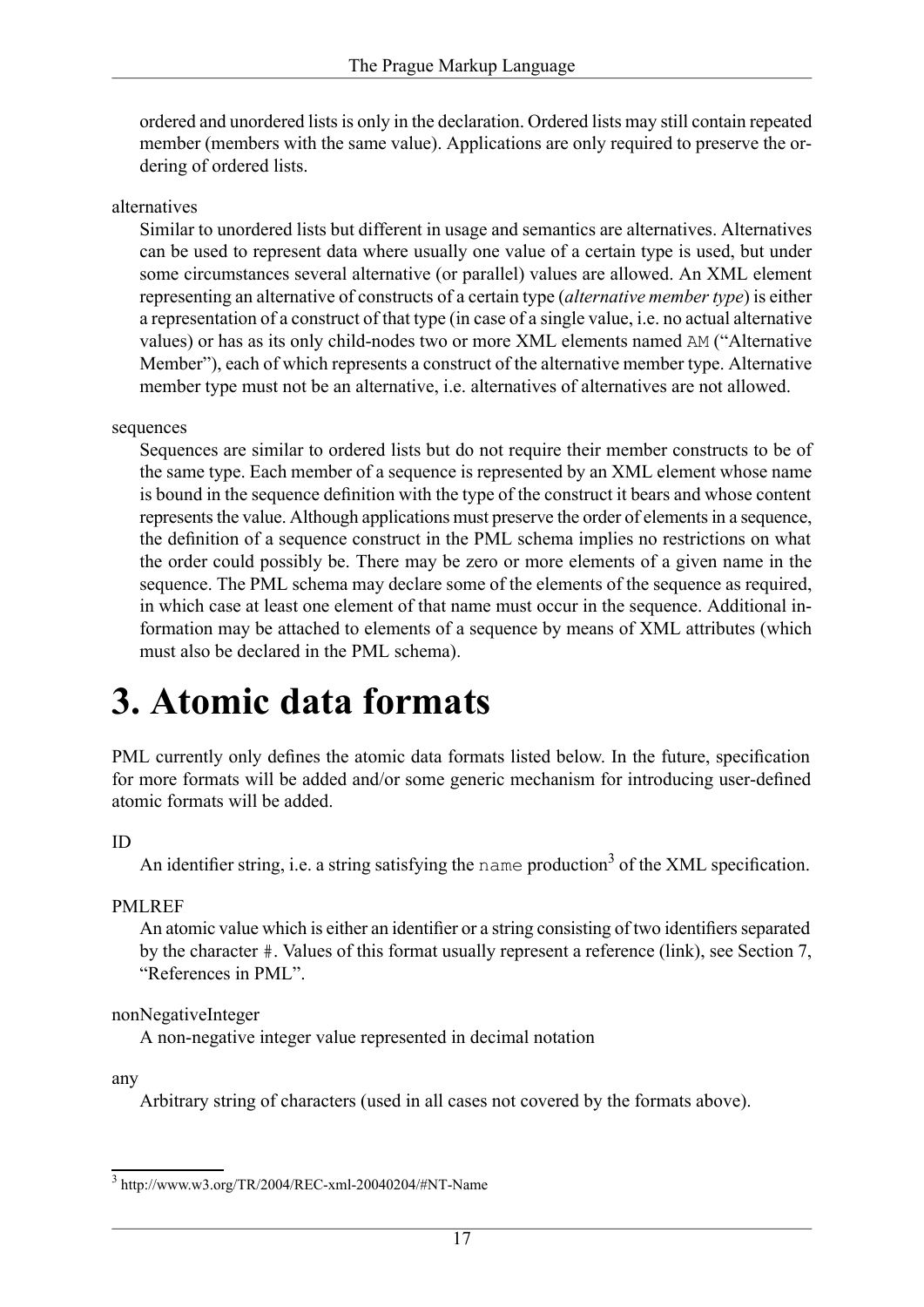ordered and unordered lists is only in the declaration. Ordered lists may still contain repeated member (members with the same value). Applications are only required to preserve the ordering of ordered lists.

alternatives

Similar to unordered lists but different in usage and semantics are alternatives. Alternatives can be used to represent data where usually one value of a certain type is used, but under some circumstances several alternative (or parallel) values are allowed. An XML element representing an alternative of constructs of a certain type (*alternative member type*) is either a representation of a construct of that type (in case of a single value, i.e. no actual alternative values) or has as its only child-nodes two or more XML elements named `AM` ("Alternative Member"), each of which represents a construct of the alternative member type. Alternative member type must not be an alternative, i.e. alternatives of alternatives are not allowed.

sequences

Sequences are similar to ordered lists but do not require their member constructs to be of the same type. Each member of a sequence is represented by an XML element whose name is bound in the sequence definition with the type of the construct it bears and whose content represents the value. Although applications must preserve the order of elements in a sequence, the definition of a sequence construct in the PML schema implies no restrictions on what the order could possibly be. There may be zero or more elements of a given name in the sequence. The PML schema may declare some of the elements of the sequence as required, in which case at least one element of that name must occur in the sequence. Additional information may be attached to elements of a sequence by means of XML attributes (which must also be declared in the PML schema).

# 3. Atomic data formats

PML currently only defines the atomic data formats listed below. In the future, specification for more formats will be added and/or some generic mechanism for introducing user-defined atomic formats will be added.

ID

An identifier string, i.e. a string satisfying the `name` production[3] of the XML specification.

PMLREF

An atomic value which is either an identifier or a string consisting of two identifiers separated by the character `#`. Values of this format usually represent a reference (link), see Section 7, "References in PML".

nonNegativeInteger

A non-negative integer value represented in decimal notation

any

Arbitrary string of characters (used in all cases not covered by the formats above).

[3] http://www.w3.org/TR/2004/REC-xml-20040204/#NT-Name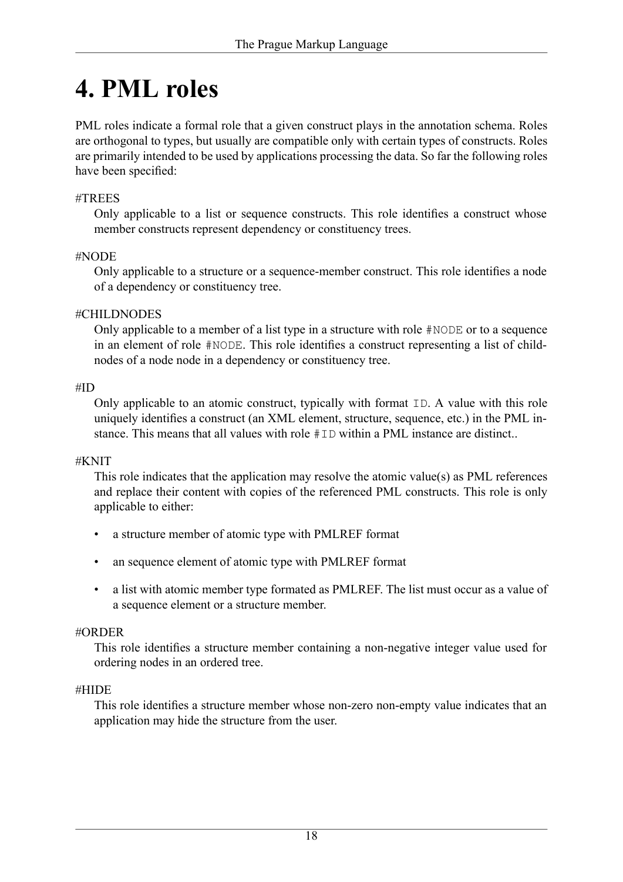# 4. PML roles

PML roles indicate a formal role that a given construct plays in the annotation schema. Roles are orthogonal to types, but usually are compatible only with certain types of constructs. Roles are primarily intended to be used by applications processing the data. So far the following roles have been specified:

#TREES
: Only applicable to a list or sequence constructs. This role identifies a construct whose member constructs represent dependency or constituency trees.

#NODE
: Only applicable to a structure or a sequence-member construct. This role identifies a node of a dependency or constituency tree.

#CHILDNODES
: Only applicable to a member of a list type in a structure with role `#NODE` or to a sequence in an element of role `#NODE`. This role identifies a construct representing a list of child-nodes of a node node in a dependency or constituency tree.

#ID
: Only applicable to an atomic construct, typically with format `ID`. A value with this role uniquely identifies a construct (an XML element, structure, sequence, etc.) in the PML instance. This means that all values with role `#ID` within a PML instance are distinct..

#KNIT
: This role indicates that the application may resolve the atomic value(s) as PML references and replace their content with copies of the referenced PML constructs. This role is only applicable to either:

- a structure member of atomic type with PMLREF format
- an sequence element of atomic type with PMLREF format
- a list with atomic member type formated as PMLREF. The list must occur as a value of a sequence element or a structure member.

#ORDER
: This role identifies a structure member containing a non-negative integer value used for ordering nodes in an ordered tree.

#HIDE
: This role identifies a structure member whose non-zero non-empty value indicates that an application may hide the structure from the user.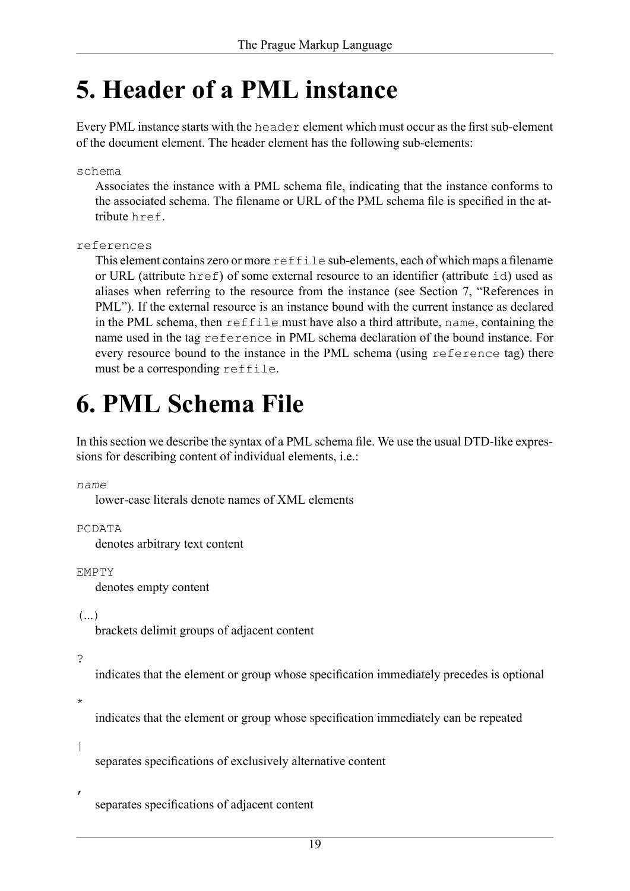# 5. Header of a PML instance

Every PML instance starts with the `header` element which must occur as the first sub-element of the document element. The header element has the following sub-elements:

`schema`
: Associates the instance with a PML schema file, indicating that the instance conforms to the associated schema. The filename or URL of the PML schema file is specified in the attribute `href`.

`references`
: This element contains zero or more `reffile` sub-elements, each of which maps a filename or URL (attribute `href`) of some external resource to an identifier (attribute `id`) used as aliases when referring to the resource from the instance (see Section 7, "References in PML"). If the external resource is an instance bound with the current instance as declared in the PML schema, then `reffile` must have also a third attribute, `name`, containing the name used in the tag `reference` in PML schema declaration of the bound instance. For every resource bound to the instance in the PML schema (using `reference` tag) there must be a corresponding `reffile`.

# 6. PML Schema File

In this section we describe the syntax of a PML schema file. We use the usual DTD-like expressions for describing content of individual elements, i.e.:

*`name`*
: lower-case literals denote names of XML elements

`PCDATA`
: denotes arbitrary text content

`EMPTY`
: denotes empty content

`(...)`
: brackets delimit groups of adjacent content

`?`
: indicates that the element or group whose specification immediately precedes is optional

`*`
: indicates that the element or group whose specification immediately can be repeated

`|`
: separates specifications of exclusively alternative content

`,`
: separates specifications of adjacent content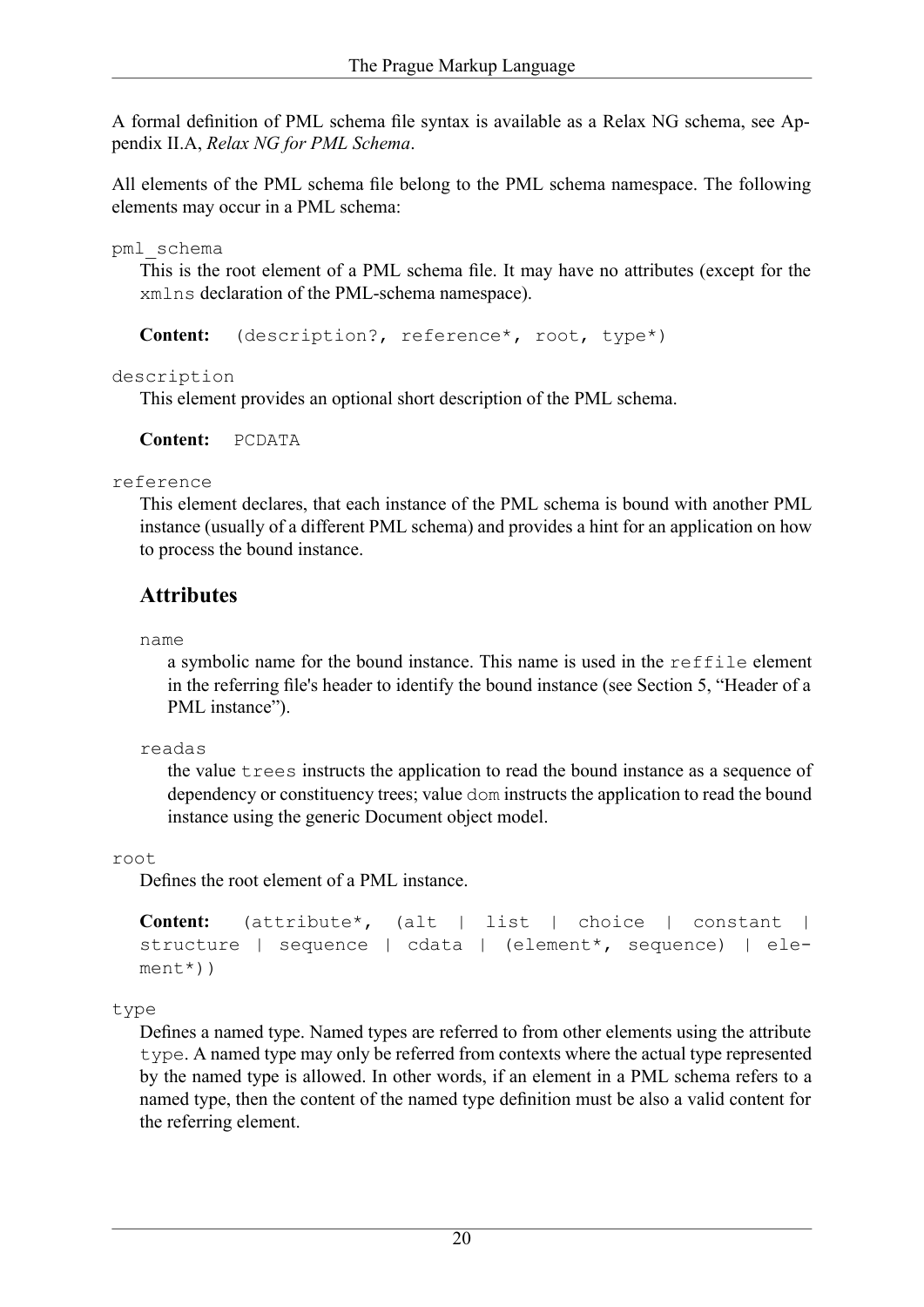A formal definition of PML schema file syntax is available as a Relax NG schema, see Appendix II.A, *Relax NG for PML Schema*.

All elements of the PML schema file belong to the PML schema namespace. The following elements may occur in a PML schema:

`pml_schema`
: This is the root element of a PML schema file. It may have no attributes (except for the `xmlns` declaration of the PML-schema namespace).

  **Content:** `(description?, reference*, root, type*)`

`description`
: This element provides an optional short description of the PML schema.

  **Content:** `PCDATA`

`reference`
: This element declares, that each instance of the PML schema is bound with another PML instance (usually of a different PML schema) and provides a hint for an application on how to process the bound instance.

### Attributes

`name`
: a symbolic name for the bound instance. This name is used in the `reffile` element in the referring file's header to identify the bound instance (see Section 5, "Header of a PML instance").

`readas`
: the value `trees` instructs the application to read the bound instance as a sequence of dependency or constituency trees; value `dom` instructs the application to read the bound instance using the generic Document object model.

`root`
: Defines the root element of a PML instance.

  **Content:** `(attribute*, (alt | list | choice | constant | structure | sequence | cdata | (element*, sequence) | element*))`

`type`
: Defines a named type. Named types are referred to from other elements using the attribute `type`. A named type may only be referred from contexts where the actual type represented by the named type is allowed. In other words, if an element in a PML schema refers to a named type, then the content of the named type definition must be also a valid content for the referring element.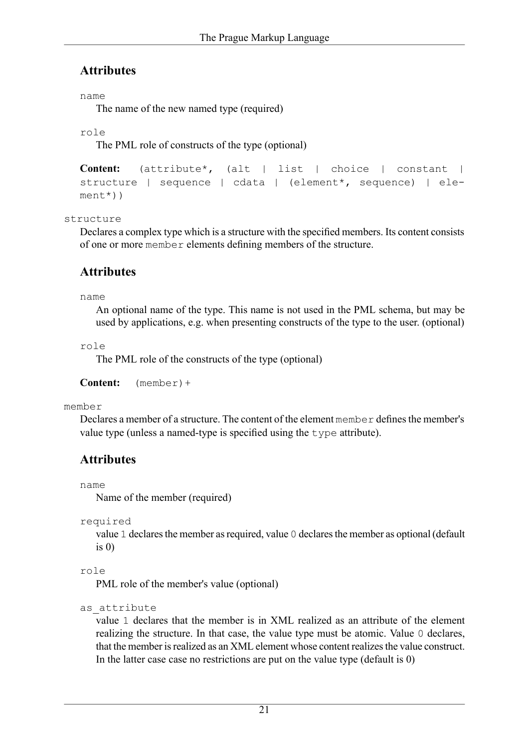### Attributes

`name`
: The name of the new named type (required)

`role`
: The PML role of constructs of the type (optional)

**Content:** `(attribute*, (alt | list | choice | constant | structure | sequence | cdata | (element*, sequence) | element*))`

`structure`
: Declares a complex type which is a structure with the specified members. Its content consists of one or more `member` elements defining members of the structure.

### Attributes

`name`
: An optional name of the type. This name is not used in the PML schema, but may be used by applications, e.g. when presenting constructs of the type to the user. (optional)

`role`
: The PML role of the constructs of the type (optional)

**Content:** `(member)+`

`member`
: Declares a member of a structure. The content of the element `member` defines the member's value type (unless a named-type is specified using the `type` attribute).

### Attributes

`name`
: Name of the member (required)

`required`
: value `1` declares the member as required, value `0` declares the member as optional (default is 0)

`role`
: PML role of the member's value (optional)

`as_attribute`
: value `1` declares that the member is in XML realized as an attribute of the element realizing the structure. In that case, the value type must be atomic. Value `0` declares, that the member is realized as an XML element whose content realizes the value construct. In the latter case case no restrictions are put on the value type (default is 0)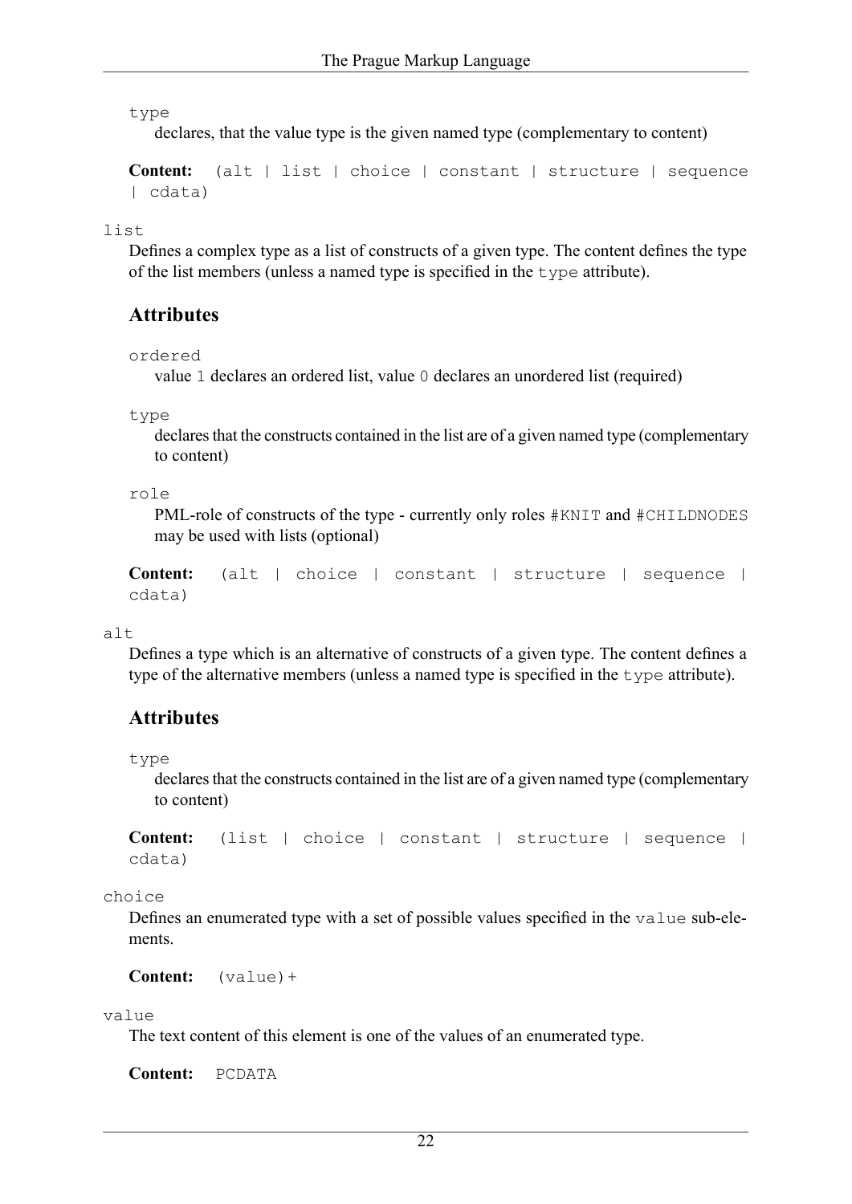`type`
: declares, that the value type is the given named type (complementary to content)

**Content:** `(alt | list | choice | constant | structure | sequence | cdata)`

`list`

Defines a complex type as a list of constructs of a given type. The content defines the type of the list members (unless a named type is specified in the `type` attribute).

### Attributes

`ordered`
: value `1` declares an ordered list, value `0` declares an unordered list (required)

`type`
: declares that the constructs contained in the list are of a given named type (complementary to content)

`role`
: PML-role of constructs of the type - currently only roles `#KNIT` and `#CHILDNODES` may be used with lists (optional)

**Content:** `(alt | choice | constant | structure | sequence | cdata)`

`alt`

Defines a type which is an alternative of constructs of a given type. The content defines a type of the alternative members (unless a named type is specified in the `type` attribute).

### Attributes

`type`
: declares that the constructs contained in the list are of a given named type (complementary to content)

**Content:** `(list | choice | constant | structure | sequence | cdata)`

`choice`

Defines an enumerated type with a set of possible values specified in the `value` sub-elements.

**Content:** `(value)+`

`value`

The text content of this element is one of the values of an enumerated type.

**Content:** `PCDATA`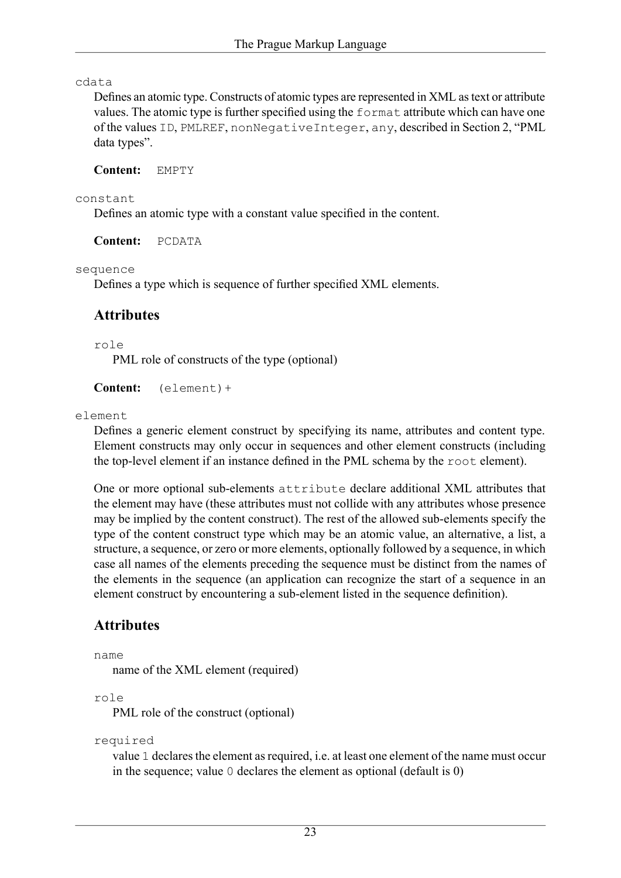`cdata`

Defines an atomic type. Constructs of atomic types are represented in XML as text or attribute values. The atomic type is further specified using the `format` attribute which can have one of the values `ID`, `PMLREF`, `nonNegativeInteger`, `any`, described in Section 2, “PML data types”.

**Content:** `EMPTY`

`constant`

Defines an atomic type with a constant value specified in the content.

**Content:** `PCDATA`

`sequence`

Defines a type which is sequence of further specified XML elements.

### Attributes

`role`

PML role of constructs of the type (optional)

**Content:** `(element)+`

`element`

Defines a generic element construct by specifying its name, attributes and content type. Element constructs may only occur in sequences and other element constructs (including the top-level element if an instance defined in the PML schema by the `root` element).

One or more optional sub-elements `attribute` declare additional XML attributes that the element may have (these attributes must not collide with any attributes whose presence may be implied by the content construct). The rest of the allowed sub-elements specify the type of the content construct type which may be an atomic value, an alternative, a list, a structure, a sequence, or zero or more elements, optionally followed by a sequence, in which case all names of the elements preceding the sequence must be distinct from the names of the elements in the sequence (an application can recognize the start of a sequence in an element construct by encountering a sub-element listed in the sequence definition).

### Attributes

`name`

name of the XML element (required)

`role`

PML role of the construct (optional)

`required`

value `1` declares the element as required, i.e. at least one element of the name must occur in the sequence; value `0` declares the element as optional (default is 0)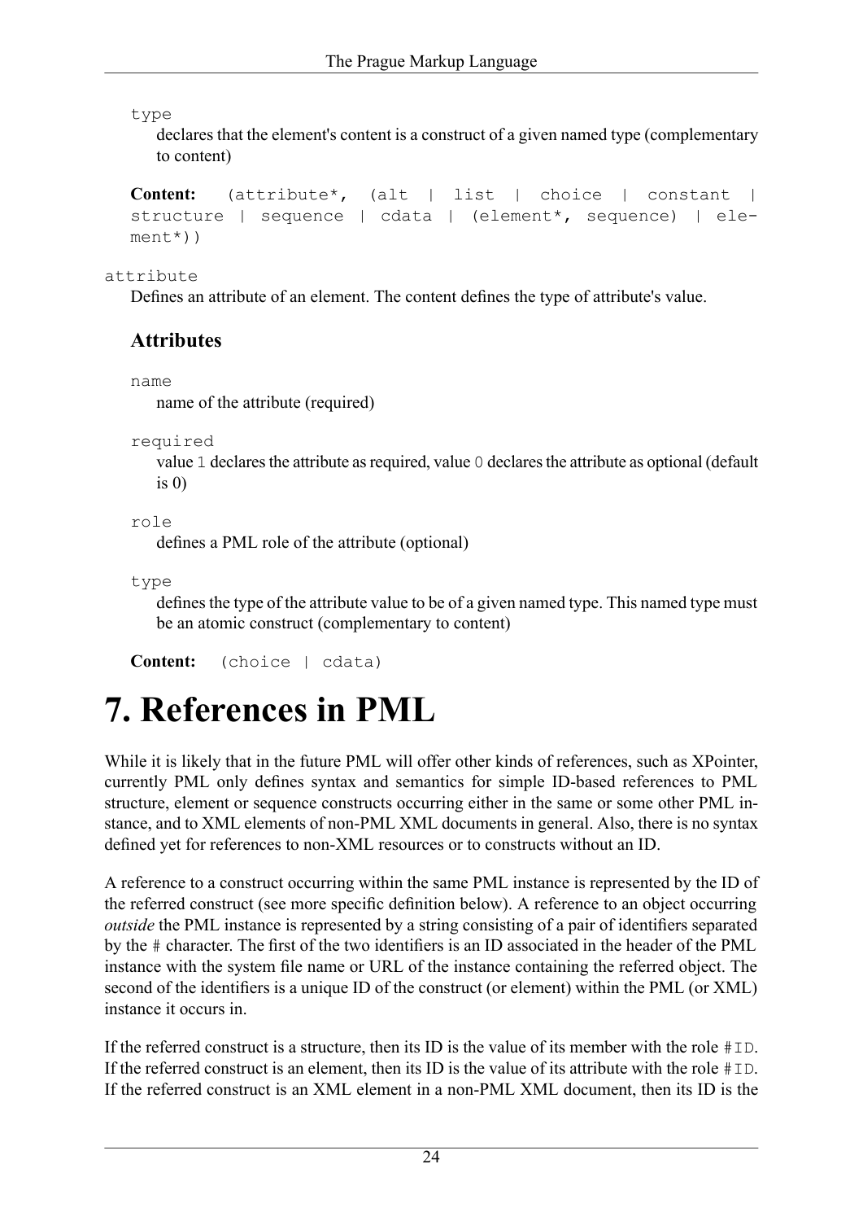`type`
: declares that the element's content is a construct of a given named type (complementary to content)

**Content:** `(attribute*, (alt | list | choice | constant | structure | sequence | cdata | (element*, sequence) | element*))`

`attribute`
: Defines an attribute of an element. The content defines the type of attribute's value.

### Attributes

`name`
: name of the attribute (required)

`required`
: value `1` declares the attribute as required, value `0` declares the attribute as optional (default is 0)

`role`
: defines a PML role of the attribute (optional)

`type`
: defines the type of the attribute value to be of a given named type. This named type must be an atomic construct (complementary to content)

**Content:** `(choice | cdata)`

# 7. References in PML

While it is likely that in the future PML will offer other kinds of references, such as XPointer, currently PML only defines syntax and semantics for simple ID-based references to PML structure, element or sequence constructs occurring either in the same or some other PML instance, and to XML elements of non-PML XML documents in general. Also, there is no syntax defined yet for references to non-XML resources or to constructs without an ID.

A reference to a construct occurring within the same PML instance is represented by the ID of the referred construct (see more specific definition below). A reference to an object occurring *outside* the PML instance is represented by a string consisting of a pair of identifiers separated by the `#` character. The first of the two identifiers is an ID associated in the header of the PML instance with the system file name or URL of the instance containing the referred object. The second of the identifiers is a unique ID of the construct (or element) within the PML (or XML) instance it occurs in.

If the referred construct is a structure, then its ID is the value of its member with the role `#ID`. If the referred construct is an element, then its ID is the value of its attribute with the role `#ID`. If the referred construct is an XML element in a non-PML XML document, then its ID is the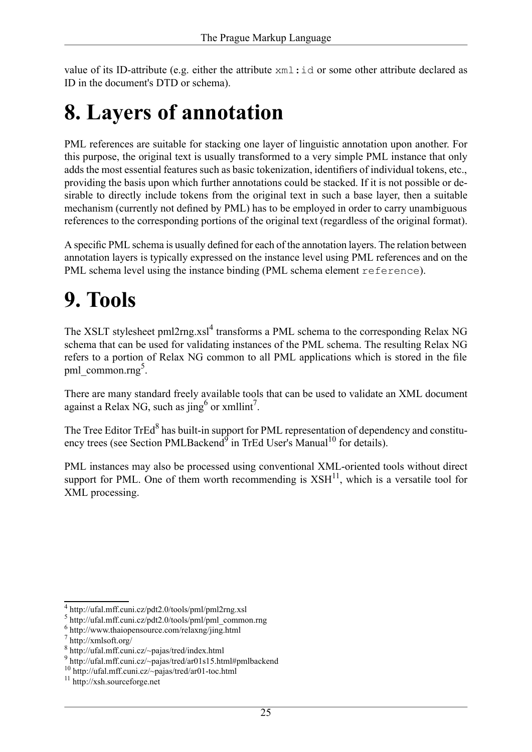value of its ID-attribute (e.g. either the attribute `xml:id` or some other attribute declared as ID in the document's DTD or schema).

# 8. Layers of annotation

PML references are suitable for stacking one layer of linguistic annotation upon another. For this purpose, the original text is usually transformed to a very simple PML instance that only adds the most essential features such as basic tokenization, identifiers of individual tokens, etc., providing the basis upon which further annotations could be stacked. If it is not possible or desirable to directly include tokens from the original text in such a base layer, then a suitable mechanism (currently not defined by PML) has to be employed in order to carry unambiguous references to the corresponding portions of the original text (regardless of the original format).

A specific PML schema is usually defined for each of the annotation layers. The relation between annotation layers is typically expressed on the instance level using PML references and on the PML schema level using the instance binding (PML schema element `reference`).

# 9. Tools

The XSLT stylesheet pml2rng.xsl[4] transforms a PML schema to the corresponding Relax NG schema that can be used for validating instances of the PML schema. The resulting Relax NG refers to a portion of Relax NG common to all PML applications which is stored in the file pml_common.rng[5].

There are many standard freely available tools that can be used to validate an XML document against a Relax NG, such as jing[6] or xmllint[7].

The Tree Editor TrEd[8] has built-in support for PML representation of dependency and constituency trees (see Section PMLBackend[9] in TrEd User's Manual[10] for details).

PML instances may also be processed using conventional XML-oriented tools without direct support for PML. One of them worth recommending is XSH[11], which is a versatile tool for XML processing.

---

[4] http://ufal.mff.cuni.cz/pdt2.0/tools/pml/pml2rng.xsl
[5] http://ufal.mff.cuni.cz/pdt2.0/tools/pml/pml_common.rng
[6] http://www.thaiopensource.com/relaxng/jing.html
[7] http://xmlsoft.org/
[8] http://ufal.mff.cuni.cz/~pajas/tred/index.html
[9] http://ufal.mff.cuni.cz/~pajas/tred/ar01s15.html#pmlbackend
[10] http://ufal.mff.cuni.cz/~pajas/tred/ar01-toc.html
[11] http://xsh.sourceforge.net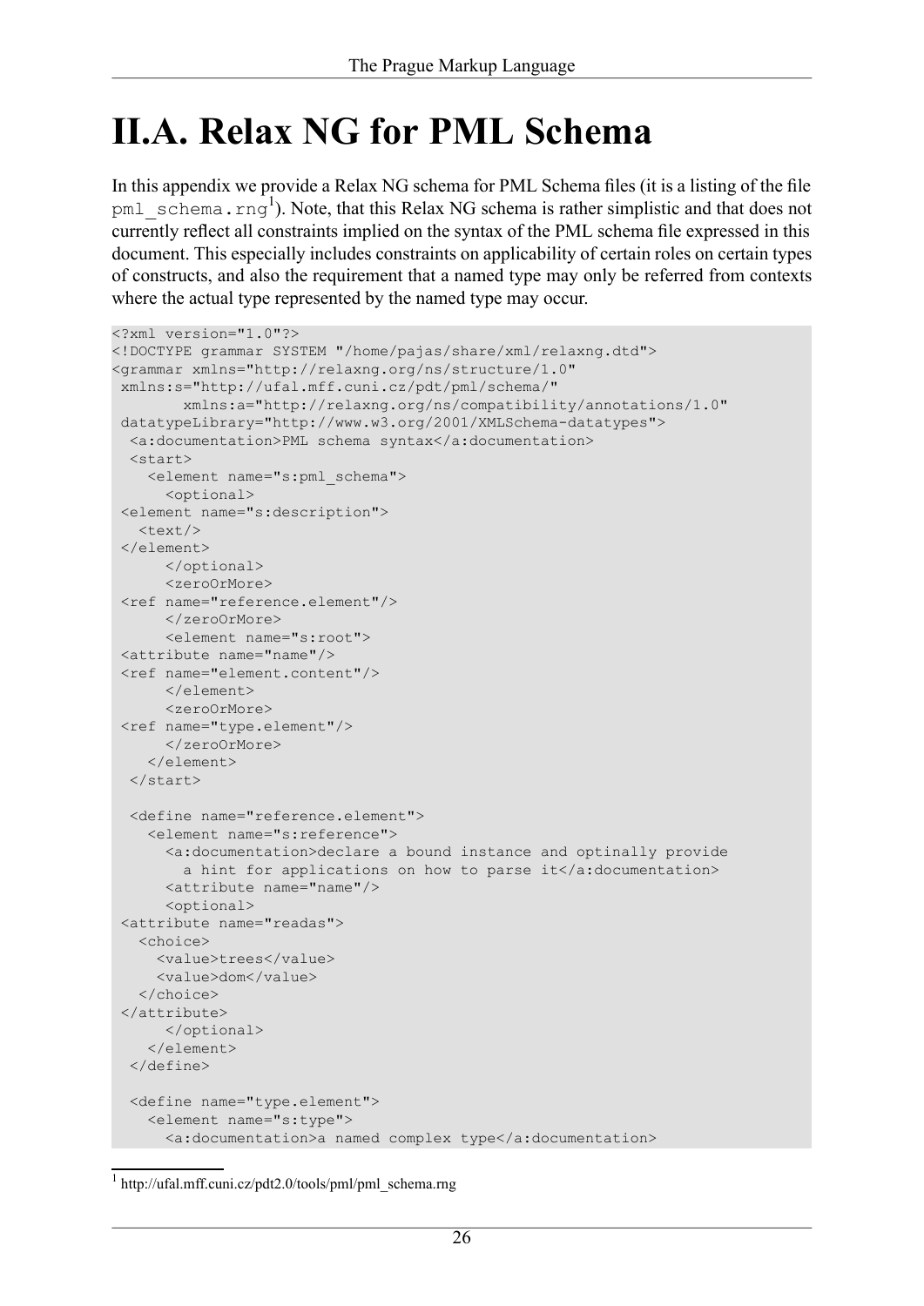# II.A. Relax NG for PML Schema

In this appendix we provide a Relax NG schema for PML Schema files (it is a listing of the file `pml_schema.rng`[1]). Note, that this Relax NG schema is rather simplistic and that does not currently reflect all constraints implied on the syntax of the PML schema file expressed in this document. This especially includes constraints on applicability of certain roles on certain types of constructs, and also the requirement that a named type may only be referred from contexts where the actual type represented by the named type may occur.

```
<?xml version="1.0"?>
<!DOCTYPE grammar SYSTEM "/home/pajas/share/xml/relaxng.dtd">
<grammar xmlns="http://relaxng.org/ns/structure/1.0"
 xmlns:s="http://ufal.mff.cuni.cz/pdt/pml/schema/"
        xmlns:a="http://relaxng.org/ns/compatibility/annotations/1.0"
 datatypeLibrary="http://www.w3.org/2001/XMLSchema-datatypes">
  <a:documentation>PML schema syntax</a:documentation>
  <start>
    <element name="s:pml_schema">
      <optional>
 <element name="s:description">
   <text/>
 </element>
      </optional>
      <zeroOrMore>
 <ref name="reference.element"/>
      </zeroOrMore>
      <element name="s:root">
 <attribute name="name"/>
 <ref name="element.content"/>
      </element>
      <zeroOrMore>
 <ref name="type.element"/>
      </zeroOrMore>
    </element>
  </start>

  <define name="reference.element">
    <element name="s:reference">
      <a:documentation>declare a bound instance and optinally provide
        a hint for applications on how to parse it</a:documentation>
      <attribute name="name"/>
      <optional>
 <attribute name="readas">
   <choice>
     <value>trees</value>
     <value>dom</value>
   </choice>
 </attribute>
      </optional>
    </element>
  </define>

  <define name="type.element">
    <element name="s:type">
      <a:documentation>a named complex type</a:documentation>
```

[1] http://ufal.mff.cuni.cz/pdt2.0/tools/pml/pml_schema.rng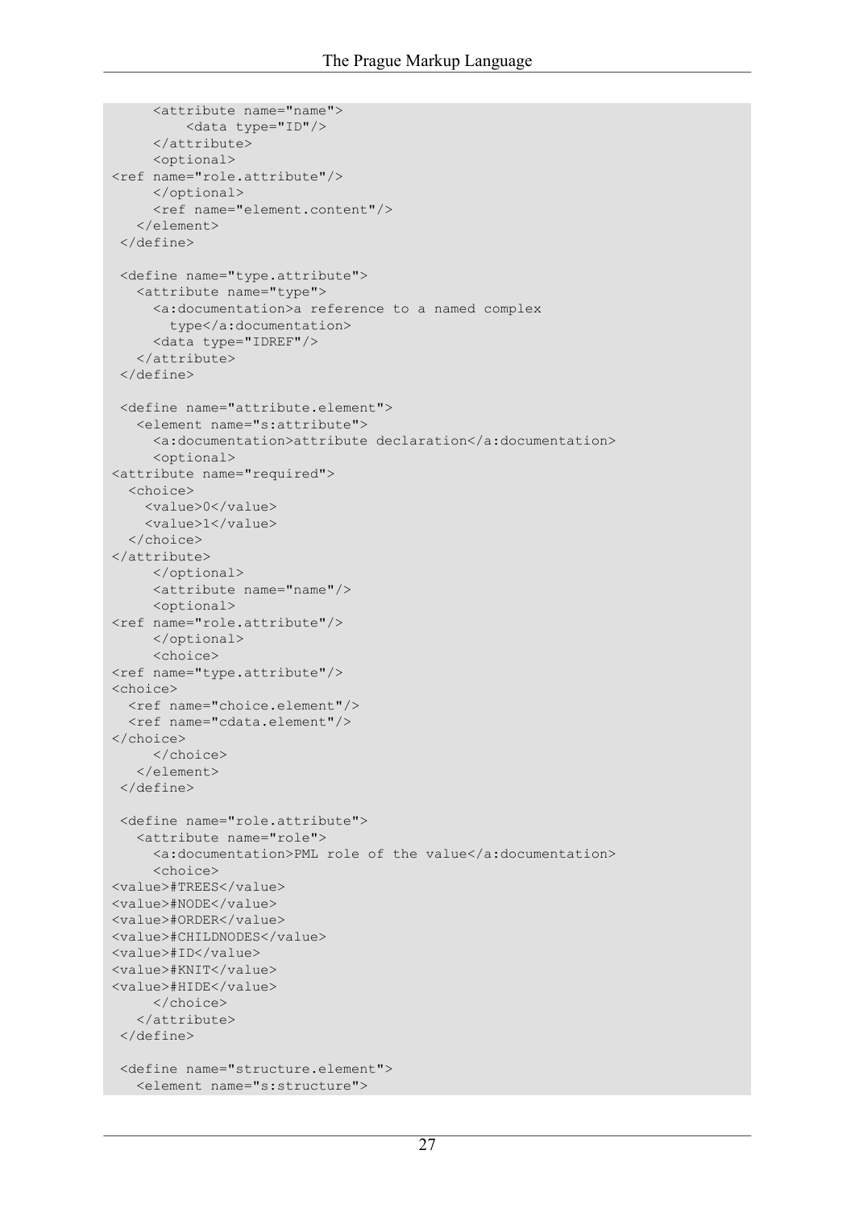```
      <attribute name="name">
          <data type="ID"/>
      </attribute>
      <optional>
<ref name="role.attribute"/>
      </optional>
      <ref name="element.content"/>
    </element>
  </define>

  <define name="type.attribute">
    <attribute name="type">
      <a:documentation>a reference to a named complex
        type</a:documentation>
      <data type="IDREF"/>
    </attribute>
  </define>

  <define name="attribute.element">
    <element name="s:attribute">
      <a:documentation>attribute declaration</a:documentation>
      <optional>
<attribute name="required">
  <choice>
   <value>0</value>
   <value>1</value>
  </choice>
</attribute>
      </optional>
      <attribute name="name"/>
      <optional>
<ref name="role.attribute"/>
      </optional>
      <choice>
<ref name="type.attribute"/>
<choice>
  <ref name="choice.element"/>
  <ref name="cdata.element"/>
</choice>
      </choice>
    </element>
  </define>

  <define name="role.attribute">
    <attribute name="role">
      <a:documentation>PML role of the value</a:documentation>
      <choice>
<value>#TREES</value>
<value>#NODE</value>
<value>#ORDER</value>
<value>#CHILDNODES</value>
<value>#ID</value>
<value>#KNIT</value>
<value>#HIDE</value>
      </choice>
    </attribute>
  </define>

  <define name="structure.element">
    <element name="s:structure">
```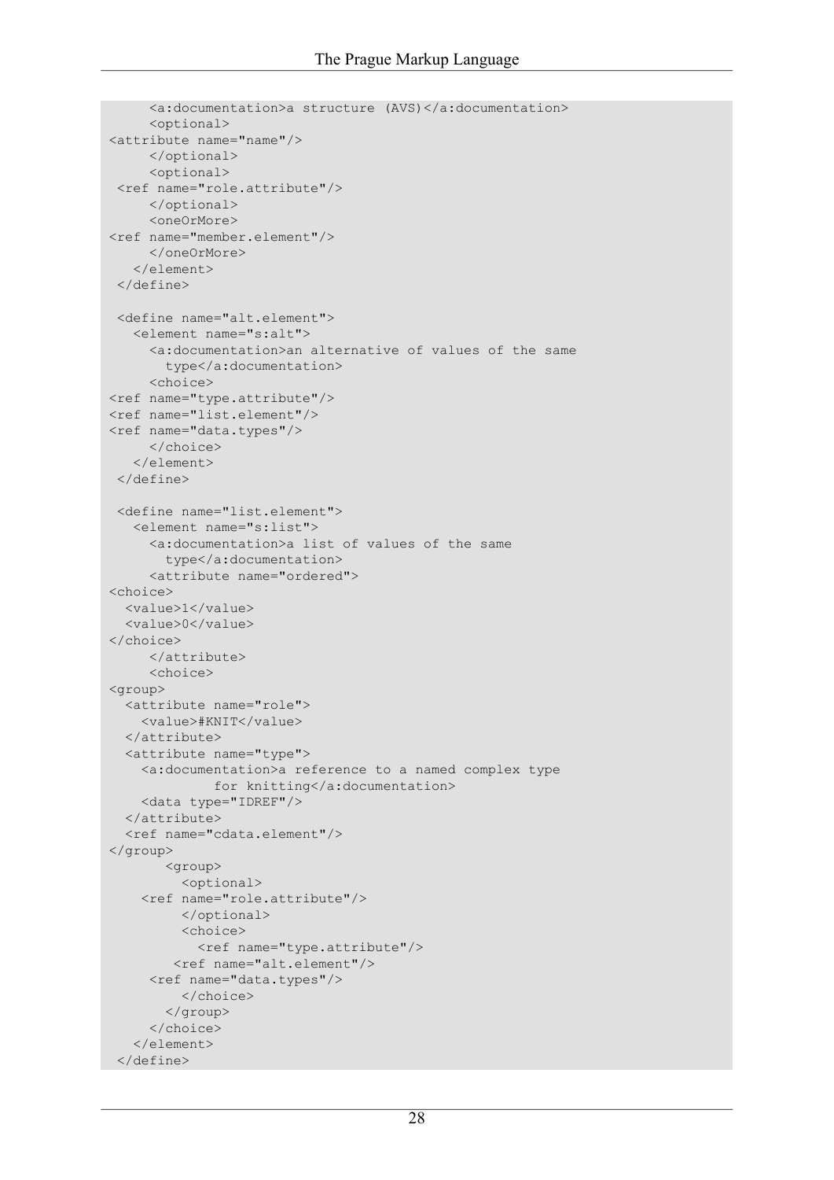```
      <a:documentation>a structure (AVS)</a:documentation>
      <optional>
<attribute name="name"/>
      </optional>
      <optional>
 <ref name="role.attribute"/>
      </optional>
      <oneOrMore>
<ref name="member.element"/>
      </oneOrMore>
    </element>
 </define>

 <define name="alt.element">
   <element name="s:alt">
     <a:documentation>an alternative of values of the same
       type</a:documentation>
     <choice>
<ref name="type.attribute"/>
<ref name="list.element"/>
<ref name="data.types"/>
     </choice>
   </element>
 </define>

 <define name="list.element">
   <element name="s:list">
     <a:documentation>a list of values of the same
       type</a:documentation>
     <attribute name="ordered">
<choice>
  <value>1</value>
  <value>0</value>
</choice>
     </attribute>
     <choice>
<group>
  <attribute name="role">
    <value>#KNIT</value>
  </attribute>
  <attribute name="type">
    <a:documentation>a reference to a named complex type
             for knitting</a:documentation>
    <data type="IDREF"/>
  </attribute>
  <ref name="cdata.element"/>
</group>
       <group>
         <optional>
    <ref name="role.attribute"/>
         </optional>
         <choice>
           <ref name="type.attribute"/>
        <ref name="alt.element"/>
     <ref name="data.types"/>
         </choice>
       </group>
     </choice>
   </element>
 </define>
```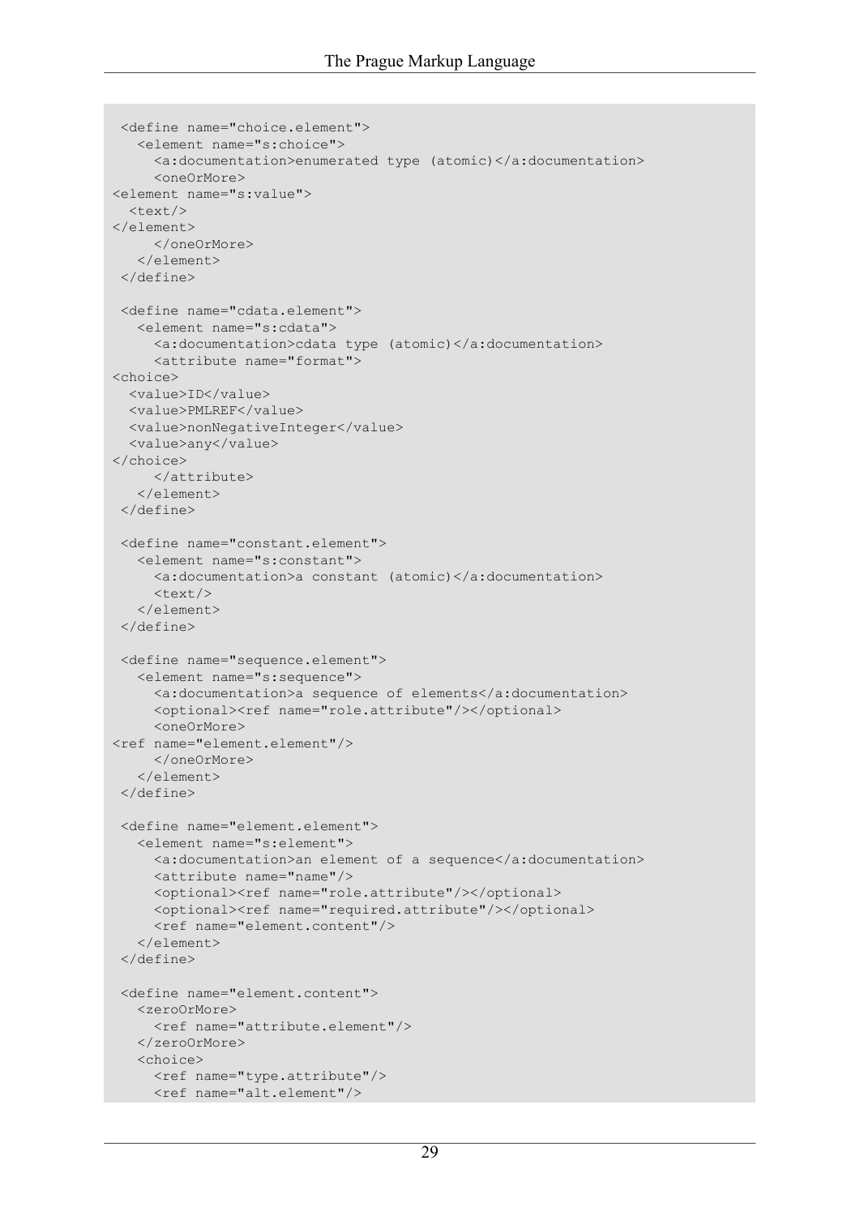```
  <define name="choice.element">
    <element name="s:choice">
      <a:documentation>enumerated type (atomic)</a:documentation>
      <oneOrMore>
<element name="s:value">
  <text/>
</element>
      </oneOrMore>
    </element>
  </define>

  <define name="cdata.element">
    <element name="s:cdata">
      <a:documentation>cdata type (atomic)</a:documentation>
      <attribute name="format">
<choice>
  <value>ID</value>
  <value>PMLREF</value>
  <value>nonNegativeInteger</value>
  <value>any</value>
</choice>
      </attribute>
    </element>
  </define>

  <define name="constant.element">
    <element name="s:constant">
      <a:documentation>a constant (atomic)</a:documentation>
      <text/>
    </element>
  </define>

  <define name="sequence.element">
    <element name="s:sequence">
      <a:documentation>a sequence of elements</a:documentation>
      <optional><ref name="role.attribute"/></optional>
      <oneOrMore>
<ref name="element.element"/>
      </oneOrMore>
    </element>
  </define>

  <define name="element.element">
    <element name="s:element">
      <a:documentation>an element of a sequence</a:documentation>
      <attribute name="name"/>
      <optional><ref name="role.attribute"/></optional>
      <optional><ref name="required.attribute"/></optional>
      <ref name="element.content"/>
    </element>
  </define>

  <define name="element.content">
    <zeroOrMore>
      <ref name="attribute.element"/>
    </zeroOrMore>
    <choice>
      <ref name="type.attribute"/>
      <ref name="alt.element"/>
```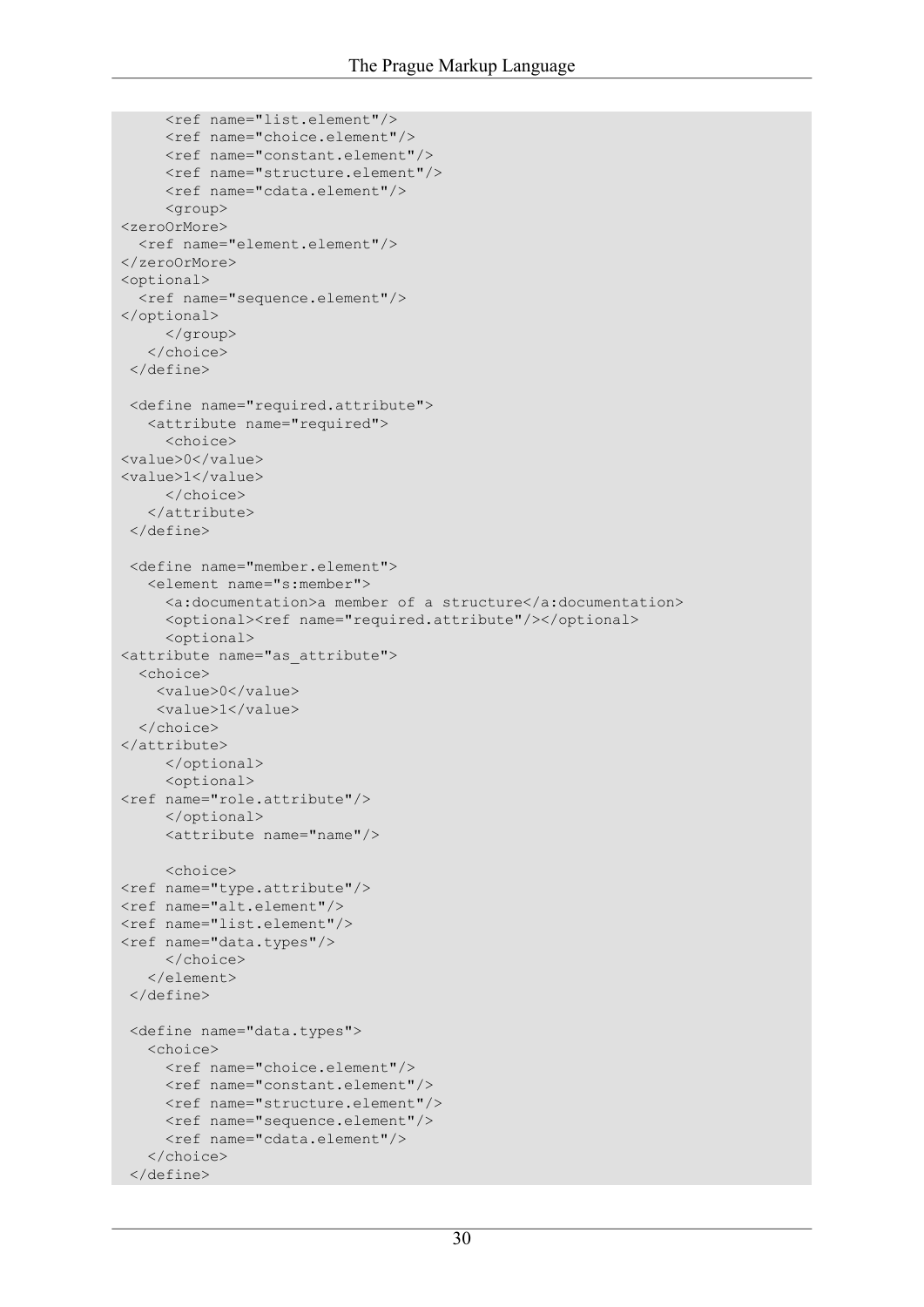```
      <ref name="list.element"/>
      <ref name="choice.element"/>
      <ref name="constant.element"/>
      <ref name="structure.element"/>
      <ref name="cdata.element"/>
      <group>
<zeroOrMore>
  <ref name="element.element"/>
</zeroOrMore>
<optional>
  <ref name="sequence.element"/>
</optional>
      </group>
    </choice>
  </define>

  <define name="required.attribute">
    <attribute name="required">
      <choice>
<value>0</value>
<value>1</value>
      </choice>
    </attribute>
  </define>

  <define name="member.element">
    <element name="s:member">
      <a:documentation>a member of a structure</a:documentation>
      <optional><ref name="required.attribute"/></optional>
      <optional>
<attribute name="as_attribute">
  <choice>
    <value>0</value>
    <value>1</value>
  </choice>
</attribute>
      </optional>
      <optional>
<ref name="role.attribute"/>
      </optional>
      <attribute name="name"/>

      <choice>
<ref name="type.attribute"/>
<ref name="alt.element"/>
<ref name="list.element"/>
<ref name="data.types"/>
      </choice>
    </element>
  </define>

  <define name="data.types">
    <choice>
      <ref name="choice.element"/>
      <ref name="constant.element"/>
      <ref name="structure.element"/>
      <ref name="sequence.element"/>
      <ref name="cdata.element"/>
    </choice>
  </define>
```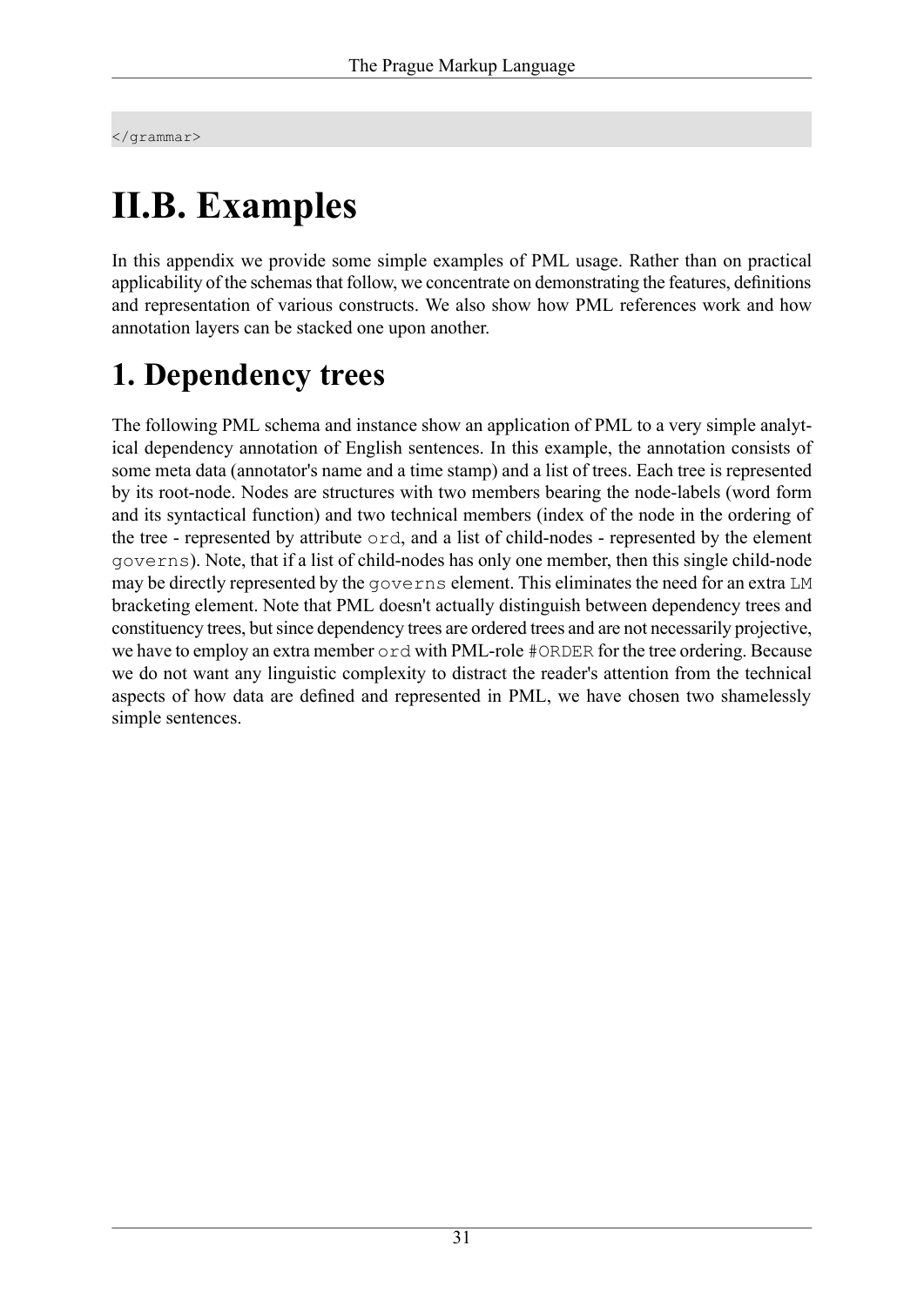```
</grammar>
```

# II.B. Examples

In this appendix we provide some simple examples of PML usage. Rather than on practical applicability of the schemas that follow, we concentrate on demonstrating the features, definitions and representation of various constructs. We also show how PML references work and how annotation layers can be stacked one upon another.

## 1. Dependency trees

The following PML schema and instance show an application of PML to a very simple analytical dependency annotation of English sentences. In this example, the annotation consists of some meta data (annotator's name and a time stamp) and a list of trees. Each tree is represented by its root-node. Nodes are structures with two members bearing the node-labels (word form and its syntactical function) and two technical members (index of the node in the ordering of the tree - represented by attribute `ord`, and a list of child-nodes - represented by the element `governs`). Note, that if a list of child-nodes has only one member, then this single child-node may be directly represented by the `governs` element. This eliminates the need for an extra `LM` bracketing element. Note that PML doesn't actually distinguish between dependency trees and constituency trees, but since dependency trees are ordered trees and are not necessarily projective, we have to employ an extra member `ord` with PML-role `#ORDER` for the tree ordering. Because we do not want any linguistic complexity to distract the reader's attention from the technical aspects of how data are defined and represented in PML, we have chosen two shamelessly simple sentences.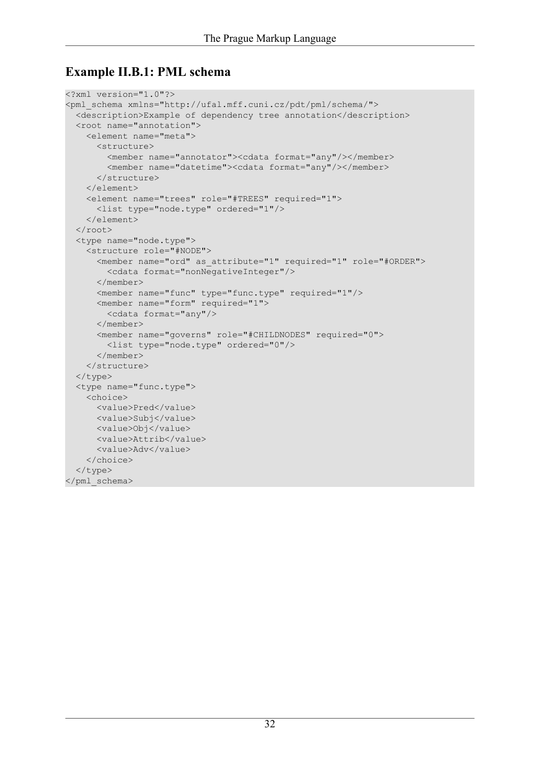## Example II.B.1: PML schema

```
<?xml version="1.0"?>
<pml_schema xmlns="http://ufal.mff.cuni.cz/pdt/pml/schema/">
  <description>Example of dependency tree annotation</description>
  <root name="annotation">
    <element name="meta">
      <structure>
        <member name="annotator"><cdata format="any"/></member>
        <member name="datetime"><cdata format="any"/></member>
      </structure>
    </element>
    <element name="trees" role="#TREES" required="1">
      <list type="node.type" ordered="1"/>
    </element>
  </root>
  <type name="node.type">
    <structure role="#NODE">
      <member name="ord" as_attribute="1" required="1" role="#ORDER">
        <cdata format="nonNegativeInteger"/>
      </member>
      <member name="func" type="func.type" required="1"/>
      <member name="form" required="1">
        <cdata format="any"/>
      </member>
      <member name="governs" role="#CHILDNODES" required="0">
        <list type="node.type" ordered="0"/>
      </member>
    </structure>
  </type>
  <type name="func.type">
    <choice>
      <value>Pred</value>
      <value>Subj</value>
      <value>Obj</value>
      <value>Attrib</value>
      <value>Adv</value>
    </choice>
  </type>
</pml_schema>
```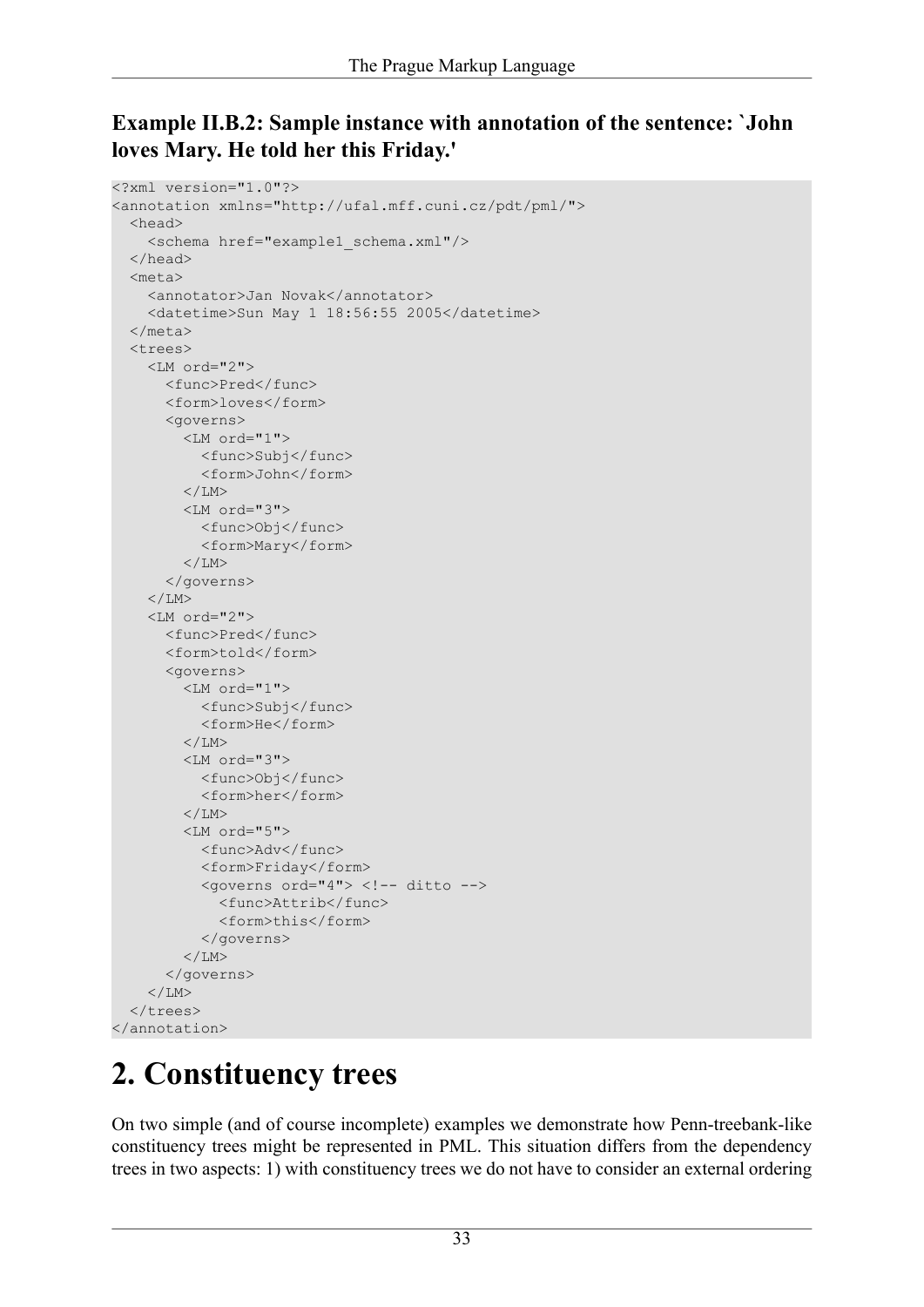**Example II.B.2: Sample instance with annotation of the sentence: `John loves Mary. He told her this Friday.'**

```
<?xml version="1.0"?>
<annotation xmlns="http://ufal.mff.cuni.cz/pdt/pml/">
  <head>
    <schema href="example1_schema.xml"/>
  </head>
  <meta>
    <annotator>Jan Novak</annotator>
    <datetime>Sun May 1 18:56:55 2005</datetime>
  </meta>
  <trees>
    <LM ord="2">
      <func>Pred</func>
      <form>loves</form>
      <governs>
        <LM ord="1">
          <func>Subj</func>
          <form>John</form>
        </LM>
        <LM ord="3">
          <func>Obj</func>
          <form>Mary</form>
        </LM>
      </governs>
    </LM>
    <LM ord="2">
      <func>Pred</func>
      <form>told</form>
      <governs>
        <LM ord="1">
          <func>Subj</func>
          <form>He</form>
        </LM>
        <LM ord="3">
          <func>Obj</func>
          <form>her</form>
        </LM>
        <LM ord="5">
          <func>Adv</func>
          <form>Friday</form>
          <governs ord="4"> <!-- ditto -->
            <func>Attrib</func>
            <form>this</form>
          </governs>
        </LM>
      </governs>
    </LM>
  </trees>
</annotation>
```

# 2. Constituency trees

On two simple (and of course incomplete) examples we demonstrate how Penn-treebank-like constituency trees might be represented in PML. This situation differs from the dependency trees in two aspects: 1) with constituency trees we do not have to consider an external ordering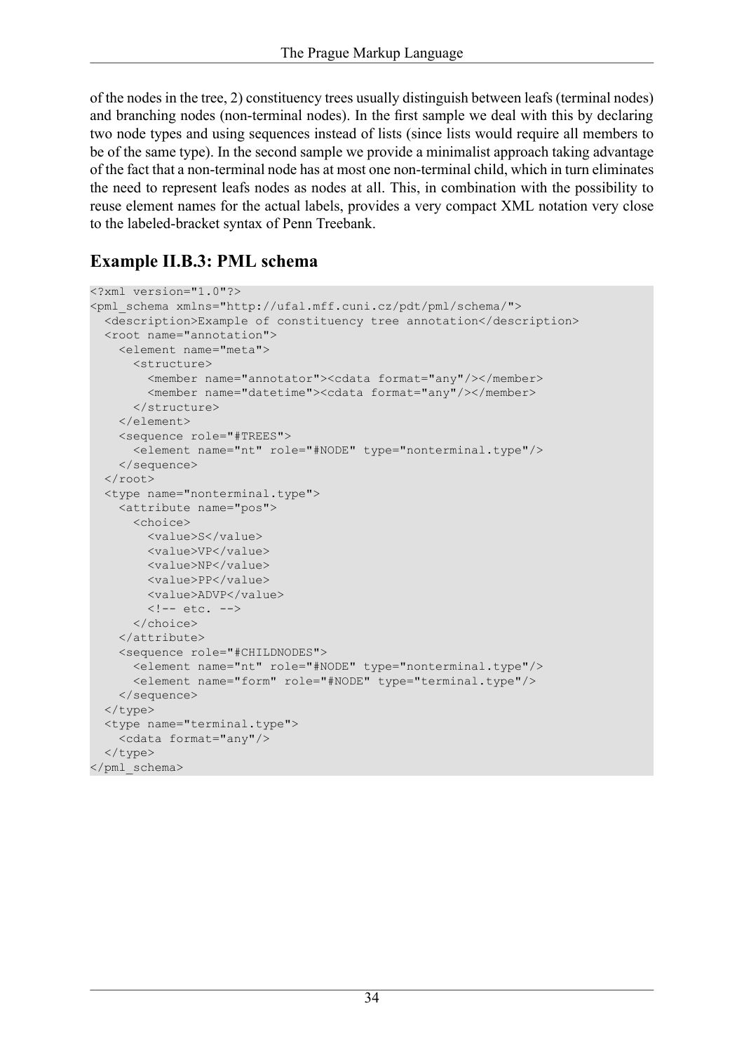of the nodes in the tree, 2) constituency trees usually distinguish between leafs (terminal nodes) and branching nodes (non-terminal nodes). In the first sample we deal with this by declaring two node types and using sequences instead of lists (since lists would require all members to be of the same type). In the second sample we provide a minimalist approach taking advantage of the fact that a non-terminal node has at most one non-terminal child, which in turn eliminates the need to represent leafs nodes as nodes at all. This, in combination with the possibility to reuse element names for the actual labels, provides a very compact XML notation very close to the labeled-bracket syntax of Penn Treebank.

## Example II.B.3: PML schema

```
<?xml version="1.0"?>
<pml_schema xmlns="http://ufal.mff.cuni.cz/pdt/pml/schema/">
  <description>Example of constituency tree annotation</description>
  <root name="annotation">
    <element name="meta">
      <structure>
        <member name="annotator"><cdata format="any"/></member>
        <member name="datetime"><cdata format="any"/></member>
      </structure>
    </element>
    <sequence role="#TREES">
      <element name="nt" role="#NODE" type="nonterminal.type"/>
    </sequence>
  </root>
  <type name="nonterminal.type">
    <attribute name="pos">
      <choice>
        <value>S</value>
        <value>VP</value>
        <value>NP</value>
        <value>PP</value>
        <value>ADVP</value>
        <!-- etc. -->
      </choice>
    </attribute>
    <sequence role="#CHILDNODES">
      <element name="nt" role="#NODE" type="nonterminal.type"/>
      <element name="form" role="#NODE" type="terminal.type"/>
    </sequence>
  </type>
  <type name="terminal.type">
    <cdata format="any"/>
  </type>
</pml_schema>
```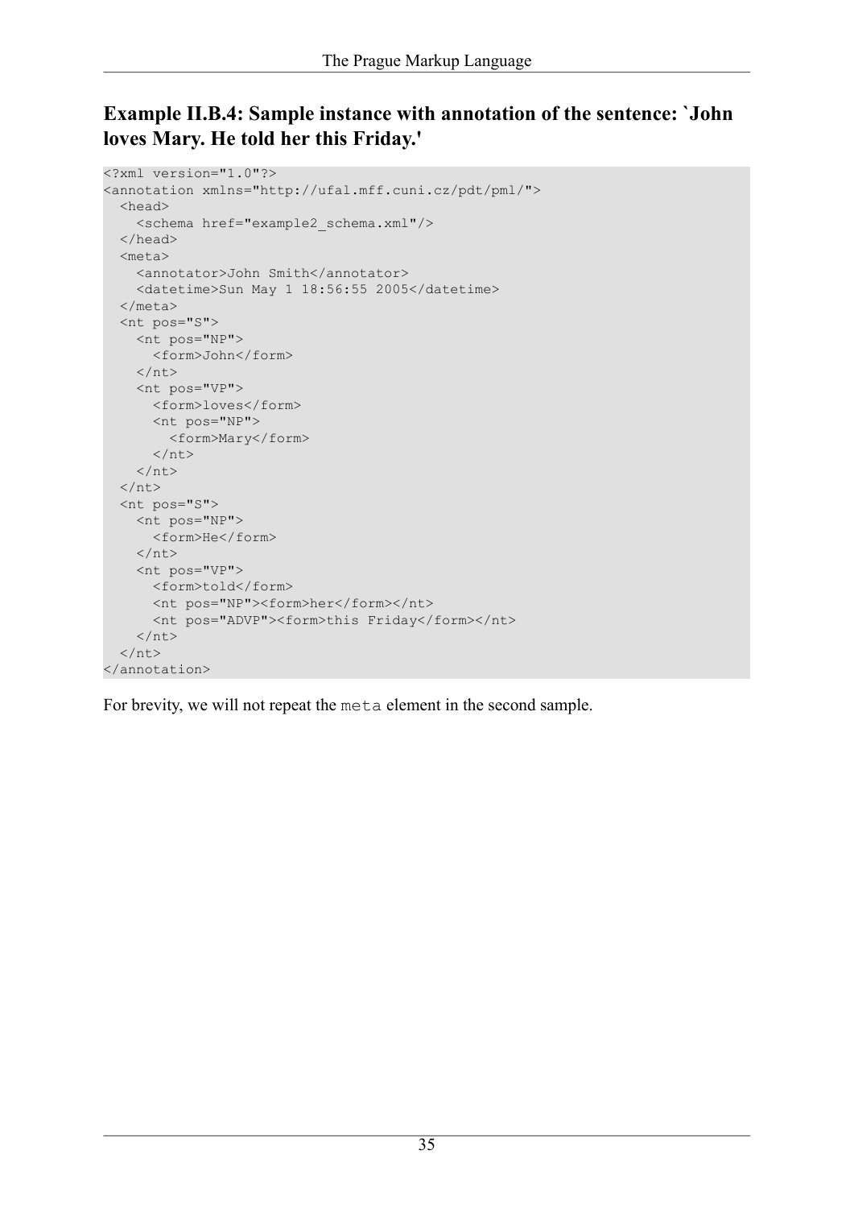### Example II.B.4: Sample instance with annotation of the sentence: `John loves Mary. He told her this Friday.'

```
<?xml version="1.0"?>
<annotation xmlns="http://ufal.mff.cuni.cz/pdt/pml/">
  <head>
    <schema href="example2_schema.xml"/>
  </head>
  <meta>
    <annotator>John Smith</annotator>
    <datetime>Sun May 1 18:56:55 2005</datetime>
  </meta>
  <nt pos="S">
    <nt pos="NP">
      <form>John</form>
    </nt>
    <nt pos="VP">
      <form>loves</form>
      <nt pos="NP">
        <form>Mary</form>
      </nt>
    </nt>
  </nt>
  <nt pos="S">
    <nt pos="NP">
      <form>He</form>
    </nt>
    <nt pos="VP">
      <form>told</form>
      <nt pos="NP"><form>her</form></nt>
      <nt pos="ADVP"><form>this Friday</form></nt>
    </nt>
  </nt>
</annotation>
```

For brevity, we will not repeat the `meta` element in the second sample.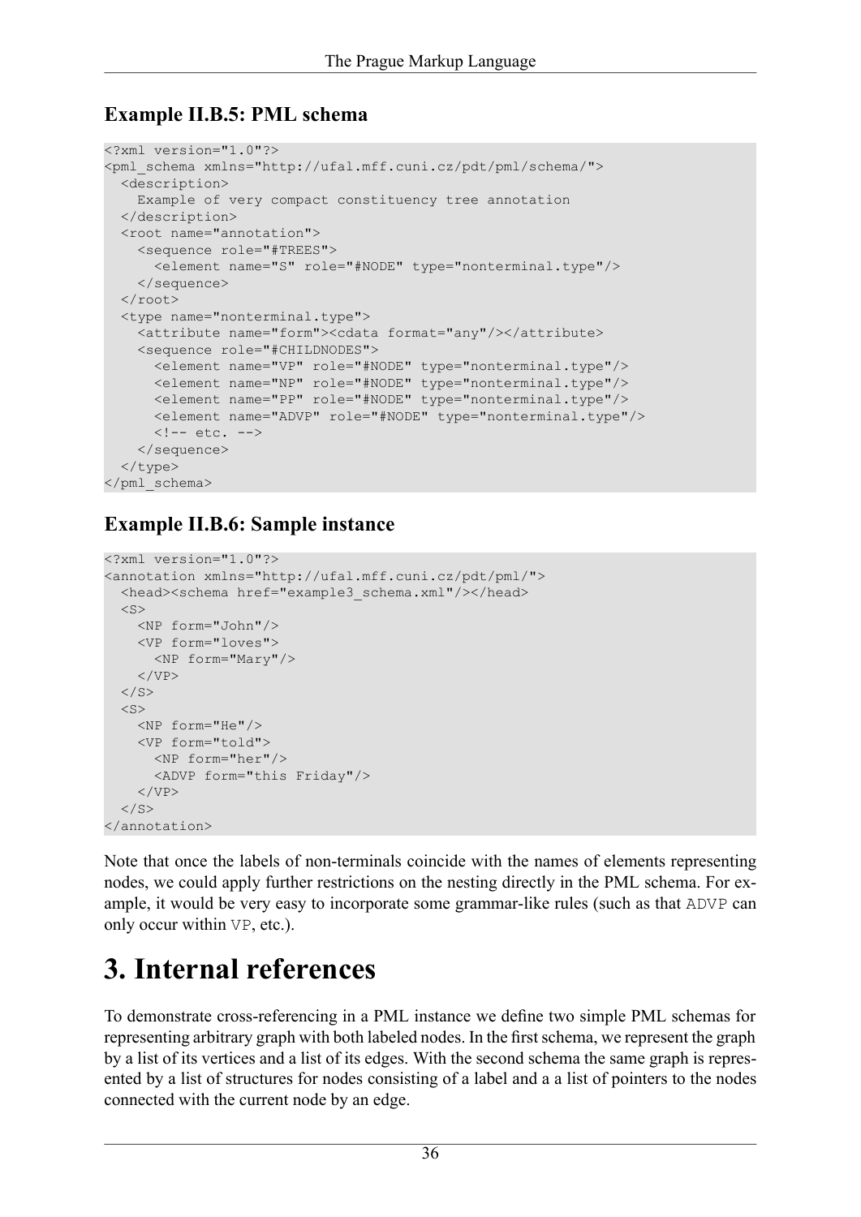### Example II.B.5: PML schema

```
<?xml version="1.0"?>
<pml_schema xmlns="http://ufal.mff.cuni.cz/pdt/pml/schema/">
  <description>
    Example of very compact constituency tree annotation
  </description>
  <root name="annotation">
    <sequence role="#TREES">
      <element name="S" role="#NODE" type="nonterminal.type"/>
    </sequence>
  </root>
  <type name="nonterminal.type">
    <attribute name="form"><cdata format="any"/></attribute>
    <sequence role="#CHILDNODES">
      <element name="VP" role="#NODE" type="nonterminal.type"/>
      <element name="NP" role="#NODE" type="nonterminal.type"/>
      <element name="PP" role="#NODE" type="nonterminal.type"/>
      <element name="ADVP" role="#NODE" type="nonterminal.type"/>
      <!-- etc. -->
    </sequence>
  </type>
</pml_schema>
```

### Example II.B.6: Sample instance

```
<?xml version="1.0"?>
<annotation xmlns="http://ufal.mff.cuni.cz/pdt/pml/">
  <head><schema href="example3_schema.xml"/></head>
  <S>
    <NP form="John"/>
    <VP form="loves">
      <NP form="Mary"/>
    </VP>
  </S>
  <S>
    <NP form="He"/>
    <VP form="told">
      <NP form="her"/>
      <ADVP form="this Friday"/>
    </VP>
  </S>
</annotation>
```

Note that once the labels of non-terminals coincide with the names of elements representing nodes, we could apply further restrictions on the nesting directly in the PML schema. For example, it would be very easy to incorporate some grammar-like rules (such as that `ADVP` can only occur within `VP`, etc.).

# 3. Internal references

To demonstrate cross-referencing in a PML instance we define two simple PML schemas for representing arbitrary graph with both labeled nodes. In the first schema, we represent the graph by a list of its vertices and a list of its edges. With the second schema the same graph is represented by a list of structures for nodes consisting of a label and a a list of pointers to the nodes connected with the current node by an edge.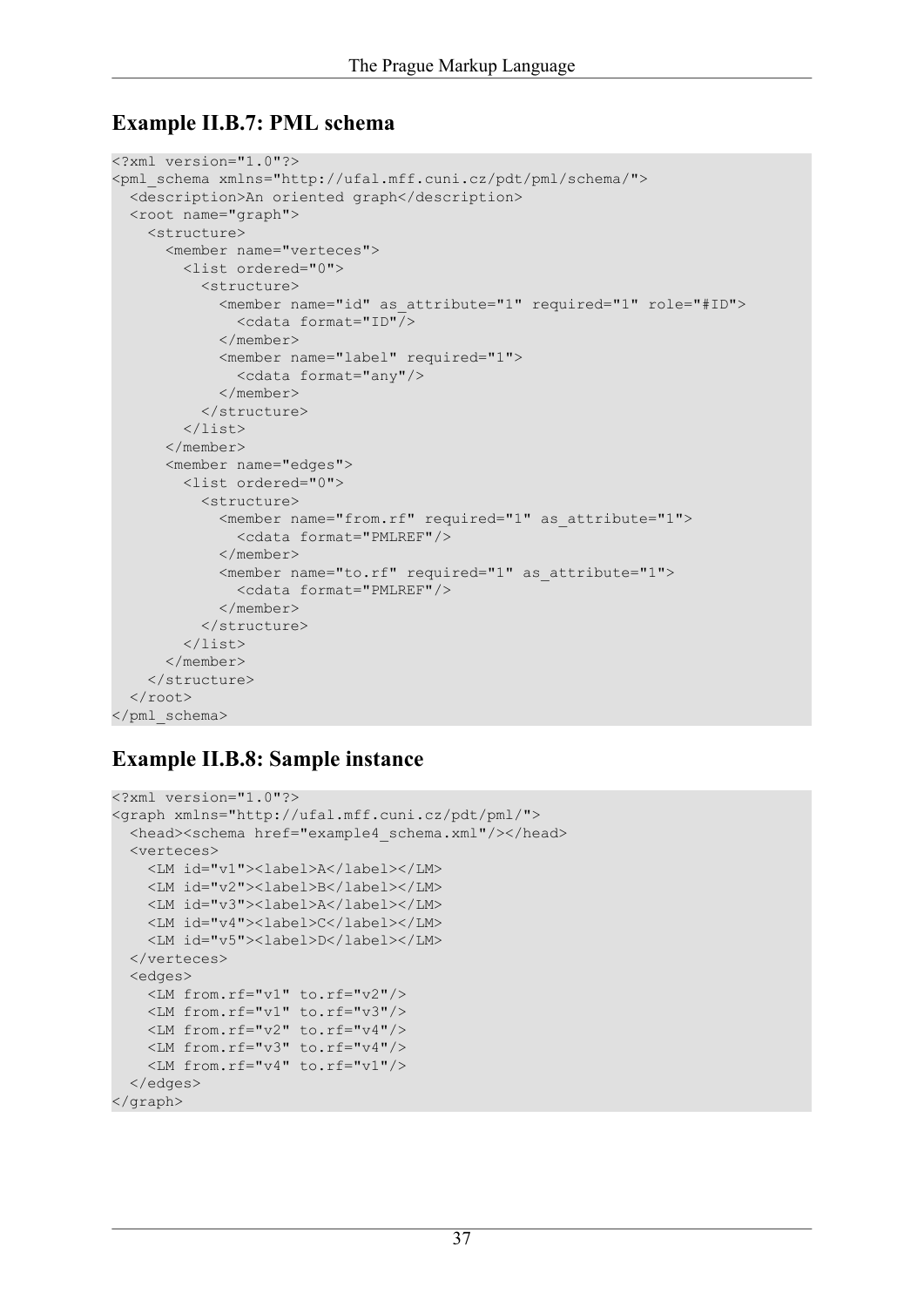## Example II.B.7: PML schema

```
<?xml version="1.0"?>
<pml_schema xmlns="http://ufal.mff.cuni.cz/pdt/pml/schema/">
  <description>An oriented graph</description>
  <root name="graph">
    <structure>
      <member name="verteces">
        <list ordered="0">
          <structure>
            <member name="id" as_attribute="1" required="1" role="#ID">
              <cdata format="ID"/>
            </member>
            <member name="label" required="1">
              <cdata format="any"/>
            </member>
          </structure>
        </list>
      </member>
      <member name="edges">
        <list ordered="0">
          <structure>
            <member name="from.rf" required="1" as_attribute="1">
              <cdata format="PMLREF"/>
            </member>
            <member name="to.rf" required="1" as_attribute="1">
              <cdata format="PMLREF"/>
            </member>
          </structure>
        </list>
      </member>
    </structure>
  </root>
</pml_schema>
```

## Example II.B.8: Sample instance

```
<?xml version="1.0"?>
<graph xmlns="http://ufal.mff.cuni.cz/pdt/pml/">
  <head><schema href="example4_schema.xml"/></head>
  <verteces>
    <LM id="v1"><label>A</label></LM>
    <LM id="v2"><label>B</label></LM>
    <LM id="v3"><label>A</label></LM>
    <LM id="v4"><label>C</label></LM>
    <LM id="v5"><label>D</label></LM>
  </verteces>
  <edges>
    <LM from.rf="v1" to.rf="v2"/>
    <LM from.rf="v1" to.rf="v3"/>
    <LM from.rf="v2" to.rf="v4"/>
    <LM from.rf="v3" to.rf="v4"/>
    <LM from.rf="v4" to.rf="v1"/>
  </edges>
</graph>
```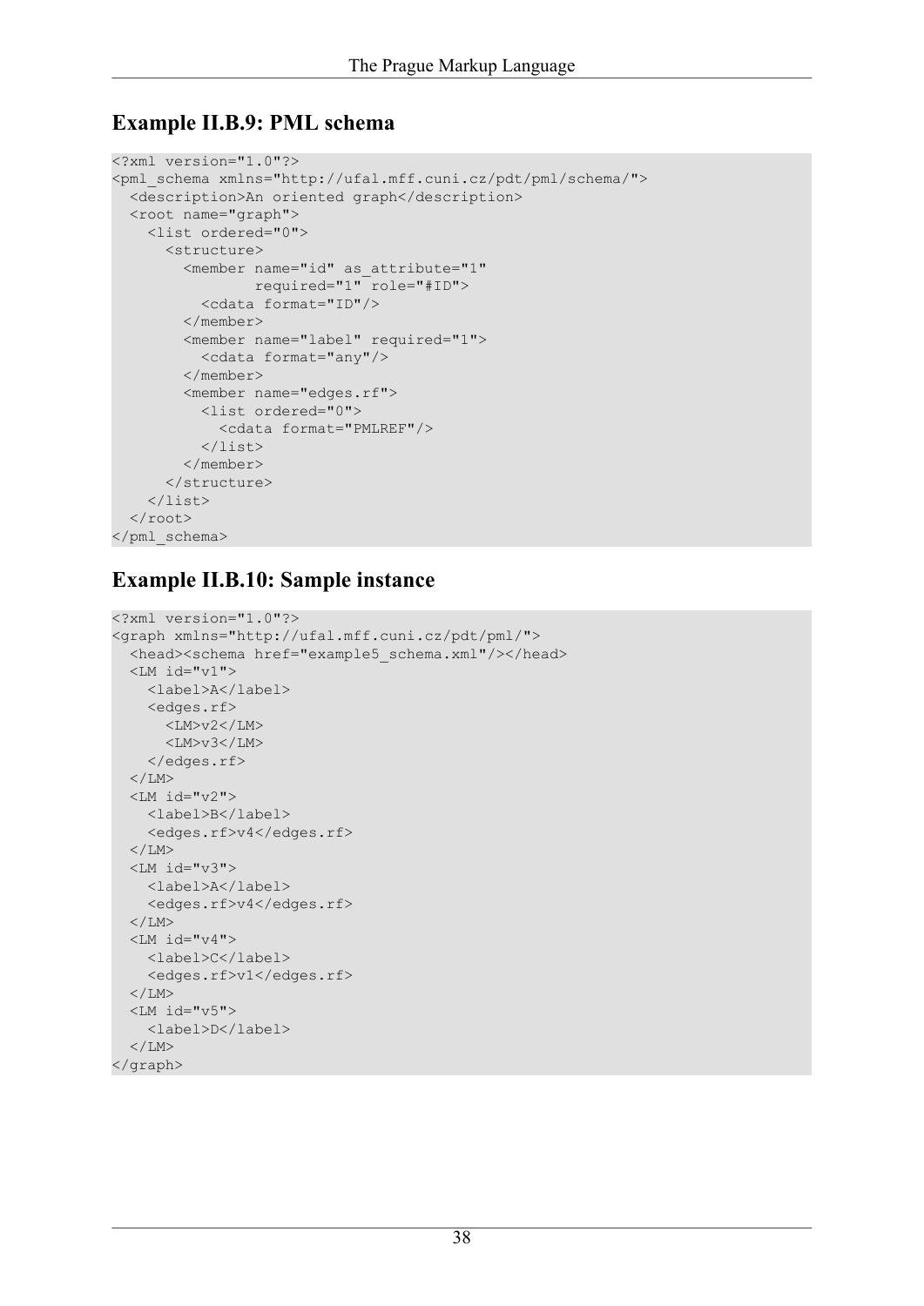## Example II.B.9: PML schema

```
<?xml version="1.0"?>
<pml_schema xmlns="http://ufal.mff.cuni.cz/pdt/pml/schema/">
  <description>An oriented graph</description>
  <root name="graph">
    <list ordered="0">
      <structure>
        <member name="id" as_attribute="1"
                required="1" role="#ID">
          <cdata format="ID"/>
        </member>
        <member name="label" required="1">
          <cdata format="any"/>
        </member>
        <member name="edges.rf">
          <list ordered="0">
            <cdata format="PMLREF"/>
          </list>
        </member>
      </structure>
    </list>
  </root>
</pml_schema>
```

## Example II.B.10: Sample instance

```
<?xml version="1.0"?>
<graph xmlns="http://ufal.mff.cuni.cz/pdt/pml/">
  <head><schema href="example5_schema.xml"/></head>
  <LM id="v1">
    <label>A</label>
    <edges.rf>
      <LM>v2</LM>
      <LM>v3</LM>
    </edges.rf>
  </LM>
  <LM id="v2">
    <label>B</label>
    <edges.rf>v4</edges.rf>
  </LM>
  <LM id="v3">
    <label>A</label>
    <edges.rf>v4</edges.rf>
  </LM>
  <LM id="v4">
    <label>C</label>
    <edges.rf>v1</edges.rf>
  </LM>
  <LM id="v5">
    <label>D</label>
  </LM>
</graph>
```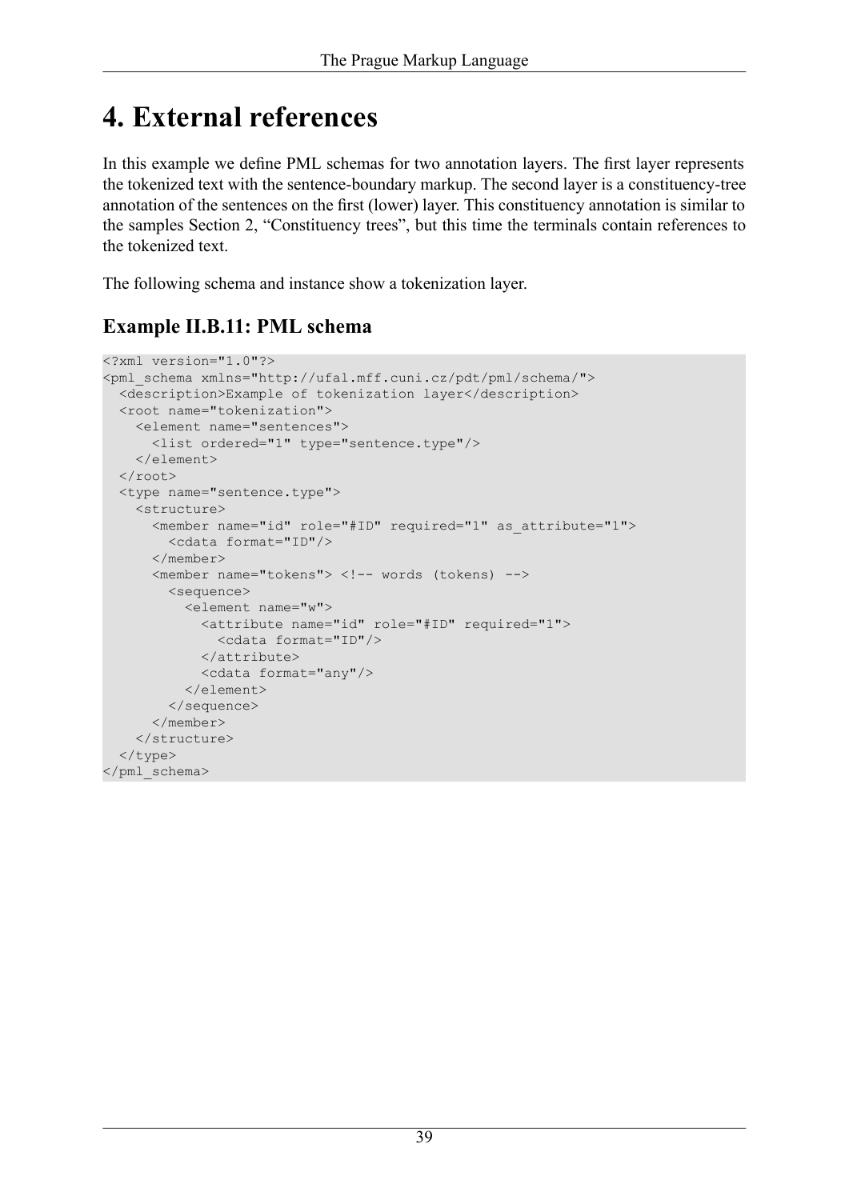# 4. External references

In this example we define PML schemas for two annotation layers. The first layer represents the tokenized text with the sentence-boundary markup. The second layer is a constituency-tree annotation of the sentences on the first (lower) layer. This constituency annotation is similar to the samples Section 2, "Constituency trees", but this time the terminals contain references to the tokenized text.

The following schema and instance show a tokenization layer.

### Example II.B.11: PML schema

```
<?xml version="1.0"?>
<pml_schema xmlns="http://ufal.mff.cuni.cz/pdt/pml/schema/">
  <description>Example of tokenization layer</description>
  <root name="tokenization">
    <element name="sentences">
      <list ordered="1" type="sentence.type"/>
    </element>
  </root>
  <type name="sentence.type">
    <structure>
      <member name="id" role="#ID" required="1" as_attribute="1">
        <cdata format="ID"/>
      </member>
      <member name="tokens"> <!-- words (tokens) -->
        <sequence>
          <element name="w">
            <attribute name="id" role="#ID" required="1">
              <cdata format="ID"/>
            </attribute>
            <cdata format="any"/>
          </element>
        </sequence>
      </member>
    </structure>
  </type>
</pml_schema>
```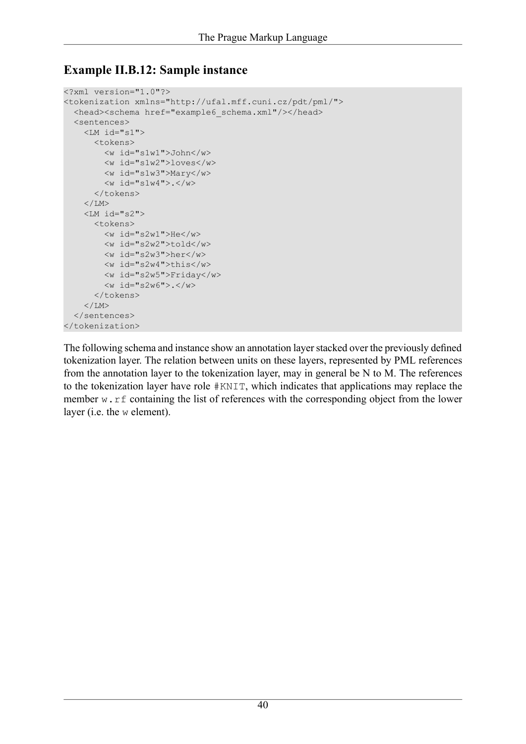### Example II.B.12: Sample instance

```
<?xml version="1.0"?>
<tokenization xmlns="http://ufal.mff.cuni.cz/pdt/pml/">
  <head><schema href="example6_schema.xml"/></head>
  <sentences>
    <LM id="s1">
      <tokens>
        <w id="s1w1">John</w>
        <w id="s1w2">loves</w>
        <w id="s1w3">Mary</w>
        <w id="s1w4">.</w>
      </tokens>
    </LM>
    <LM id="s2">
      <tokens>
        <w id="s2w1">He</w>
        <w id="s2w2">told</w>
        <w id="s2w3">her</w>
        <w id="s2w4">this</w>
        <w id="s2w5">Friday</w>
        <w id="s2w6">.</w>
      </tokens>
    </LM>
  </sentences>
</tokenization>
```

The following schema and instance show an annotation layer stacked over the previously defined tokenization layer. The relation between units on these layers, represented by PML references from the annotation layer to the tokenization layer, may in general be N to M. The references to the tokenization layer have role `#KNIT`, which indicates that applications may replace the member `w.rf` containing the list of references with the corresponding object from the lower layer (i.e. the `w` element).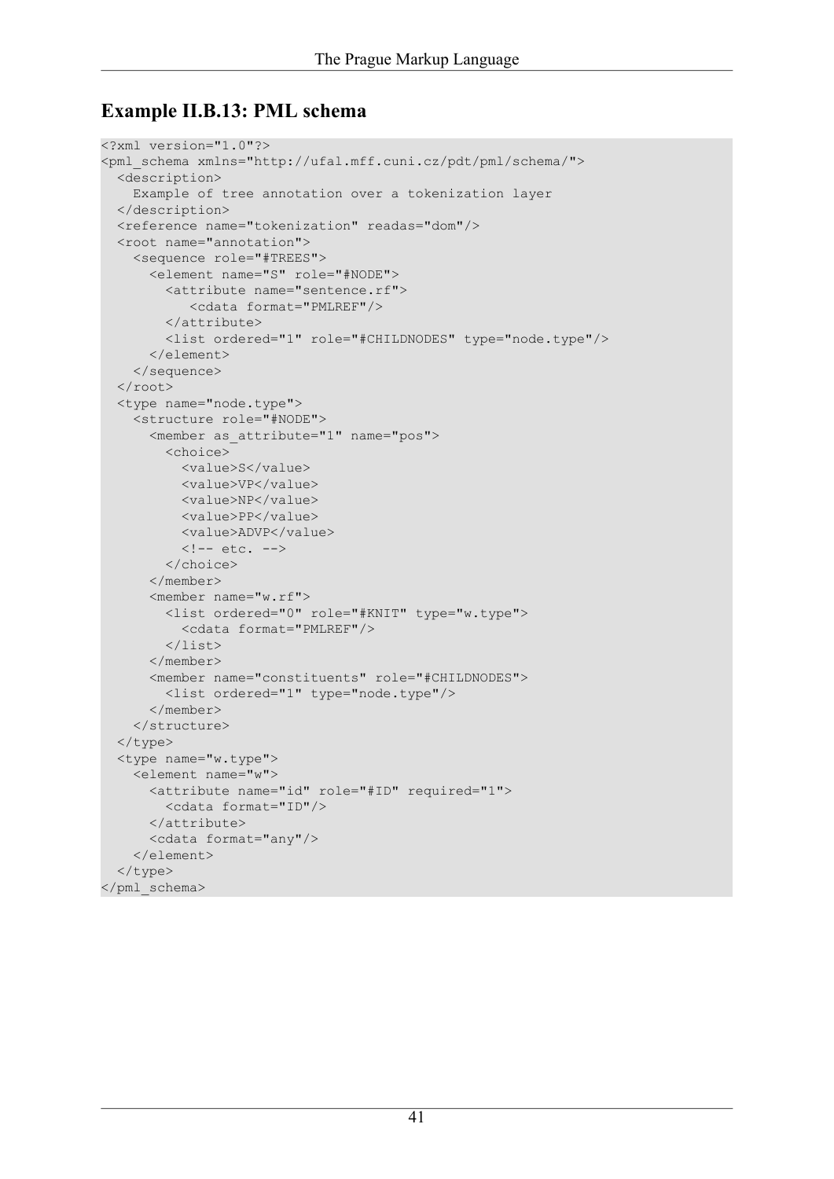### Example II.B.13: PML schema

```
<?xml version="1.0"?>
<pml_schema xmlns="http://ufal.mff.cuni.cz/pdt/pml/schema/">
  <description>
    Example of tree annotation over a tokenization layer
  </description>
  <reference name="tokenization" readas="dom"/>
  <root name="annotation">
    <sequence role="#TREES">
      <element name="S" role="#NODE">
        <attribute name="sentence.rf">
           <cdata format="PMLREF"/>
        </attribute>
        <list ordered="1" role="#CHILDNODES" type="node.type"/>
      </element>
    </sequence>
  </root>
  <type name="node.type">
    <structure role="#NODE">
      <member as_attribute="1" name="pos">
        <choice>
          <value>S</value>
          <value>VP</value>
          <value>NP</value>
          <value>PP</value>
          <value>ADVP</value>
          <!-- etc. -->
        </choice>
      </member>
      <member name="w.rf">
        <list ordered="0" role="#KNIT" type="w.type">
          <cdata format="PMLREF"/>
        </list>
      </member>
      <member name="constituents" role="#CHILDNODES">
        <list ordered="1" type="node.type"/>
      </member>
    </structure>
  </type>
  <type name="w.type">
    <element name="w">
      <attribute name="id" role="#ID" required="1">
        <cdata format="ID"/>
      </attribute>
      <cdata format="any"/>
    </element>
  </type>
</pml_schema>
```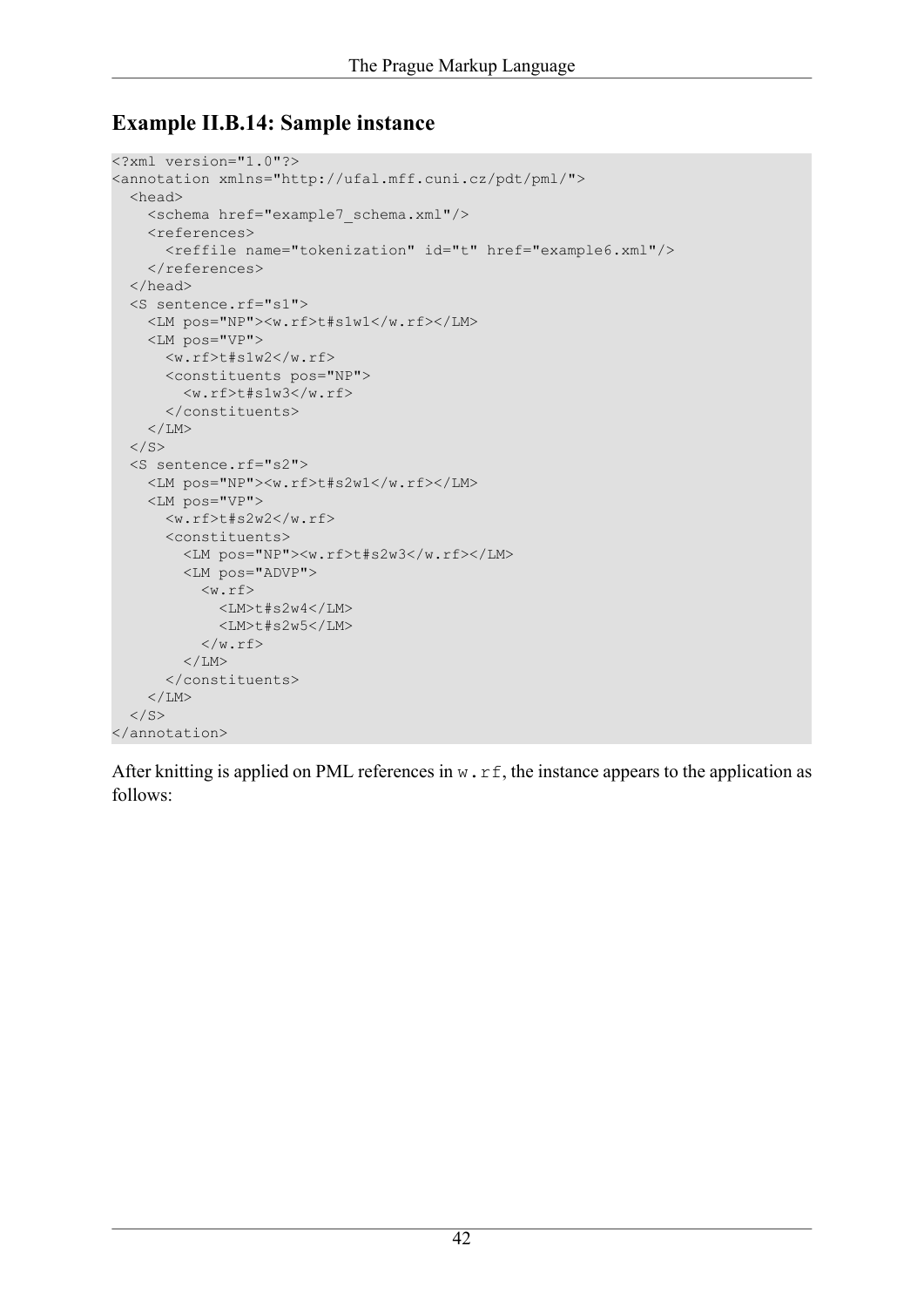### Example II.B.14: Sample instance

```
<?xml version="1.0"?>
<annotation xmlns="http://ufal.mff.cuni.cz/pdt/pml/">
  <head>
    <schema href="example7_schema.xml"/>
    <references>
      <reffile name="tokenization" id="t" href="example6.xml"/>
    </references>
  </head>
  <S sentence.rf="s1">
    <LM pos="NP"><w.rf>t#s1w1</w.rf></LM>
    <LM pos="VP">
      <w.rf>t#s1w2</w.rf>
      <constituents pos="NP">
        <w.rf>t#s1w3</w.rf>
      </constituents>
    </LM>
  </S>
  <S sentence.rf="s2">
    <LM pos="NP"><w.rf>t#s2w1</w.rf></LM>
    <LM pos="VP">
      <w.rf>t#s2w2</w.rf>
      <constituents>
        <LM pos="NP"><w.rf>t#s2w3</w.rf></LM>
        <LM pos="ADVP">
          <w.rf>
            <LM>t#s2w4</LM>
            <LM>t#s2w5</LM>
          </w.rf>
        </LM>
      </constituents>
    </LM>
  </S>
</annotation>
```

After knitting is applied on PML references in `w.rf`, the instance appears to the application as follows: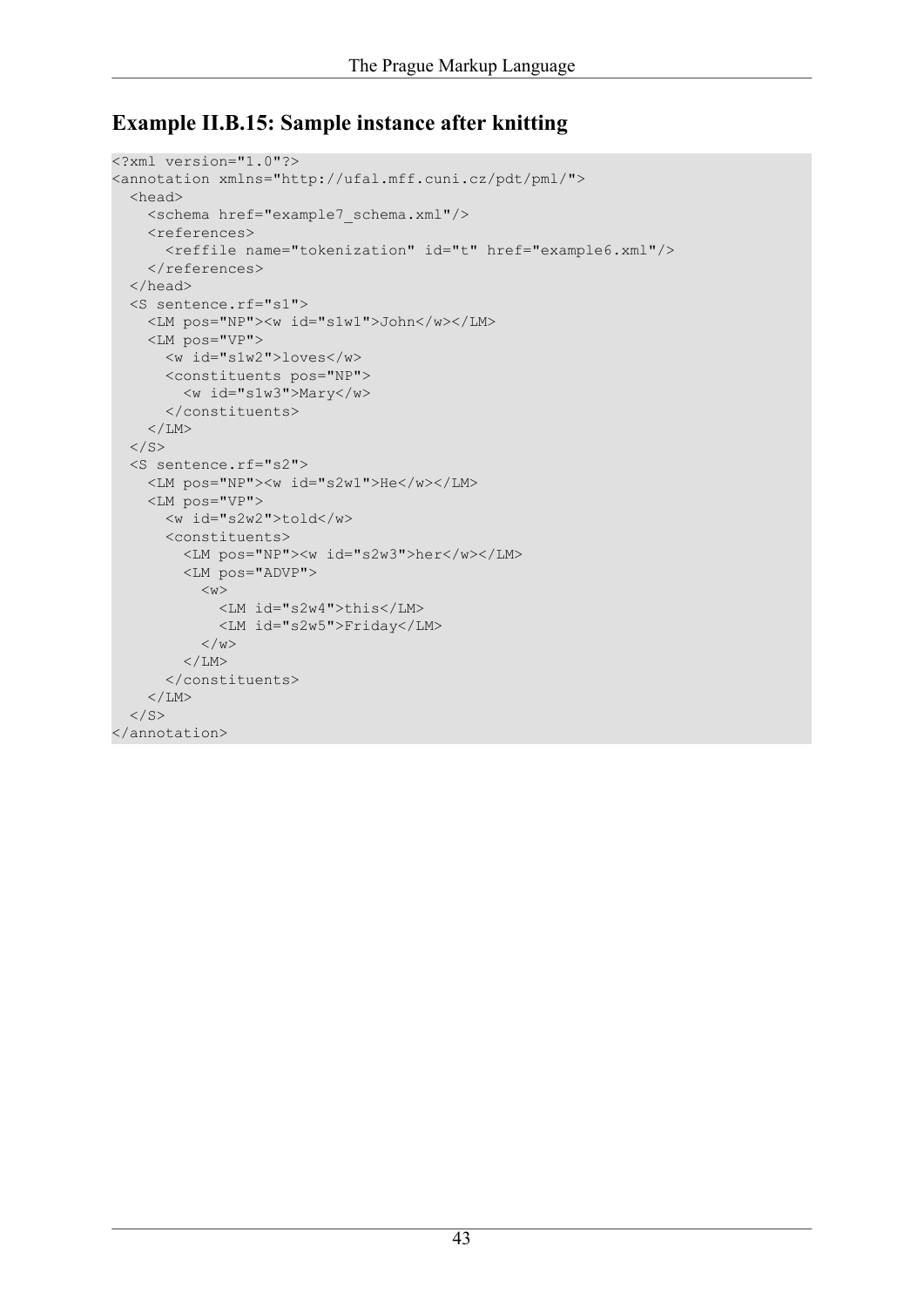## Example II.B.15: Sample instance after knitting

```
<?xml version="1.0"?>
<annotation xmlns="http://ufal.mff.cuni.cz/pdt/pml/">
  <head>
    <schema href="example7_schema.xml"/>
    <references>
      <reffile name="tokenization" id="t" href="example6.xml"/>
    </references>
  </head>
  <S sentence.rf="s1">
    <LM pos="NP"><w id="s1w1">John</w></LM>
    <LM pos="VP">
      <w id="s1w2">loves</w>
      <constituents pos="NP">
        <w id="s1w3">Mary</w>
      </constituents>
    </LM>
  </S>
  <S sentence.rf="s2">
    <LM pos="NP"><w id="s2w1">He</w></LM>
    <LM pos="VP">
      <w id="s2w2">told</w>
      <constituents>
        <LM pos="NP"><w id="s2w3">her</w></LM>
        <LM pos="ADVP">
          <w>
            <LM id="s2w4">this</LM>
            <LM id="s2w5">Friday</LM>
          </w>
        </LM>
      </constituents>
    </LM>
  </S>
</annotation>
```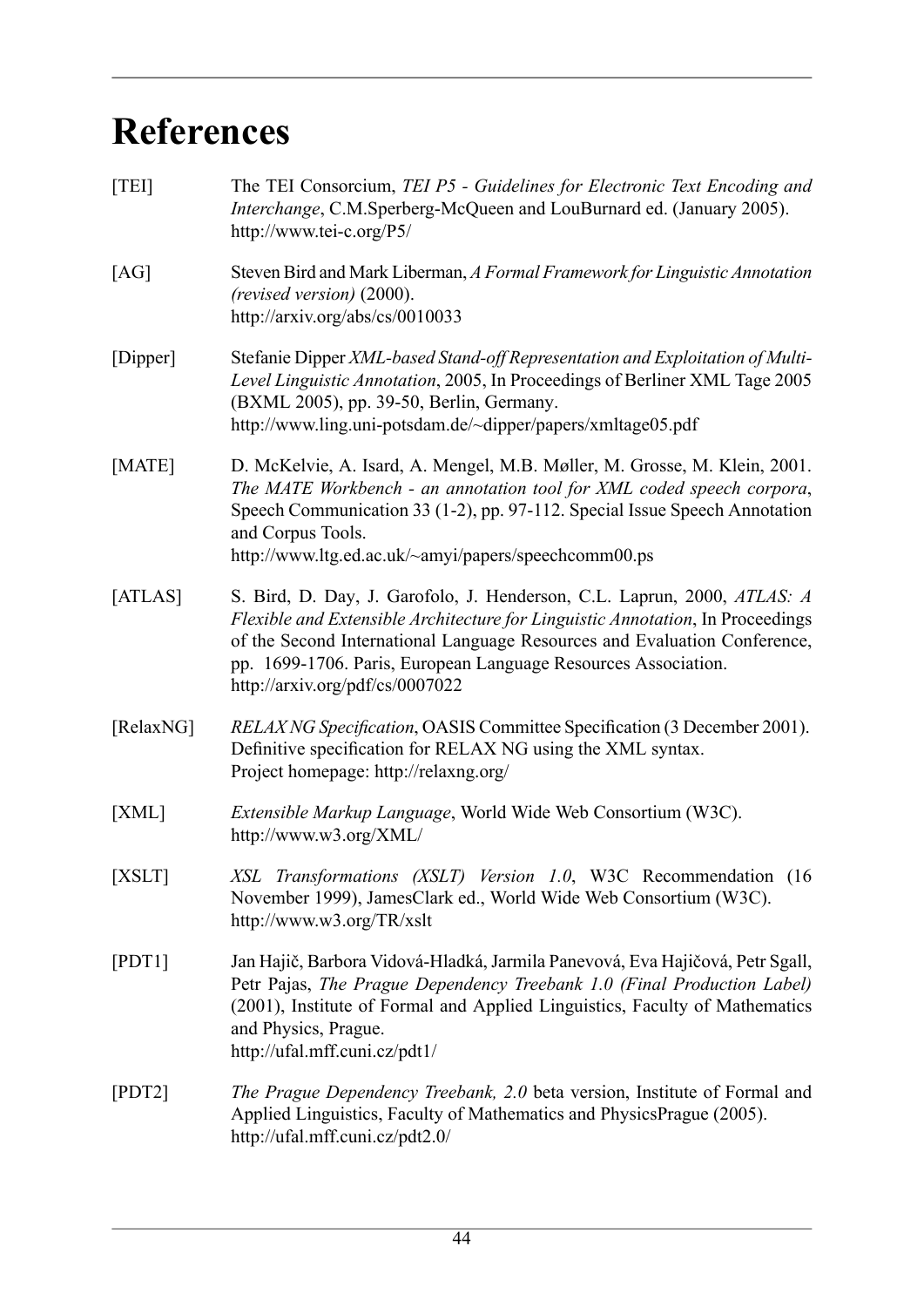# References

[TEI] The TEI Consorcium, *TEI P5 - Guidelines for Electronic Text Encoding and Interchange*, C.M.Sperberg-McQueen and LouBurnard ed. (January 2005). http://www.tei-c.org/P5/

[AG] Steven Bird and Mark Liberman, *A Formal Framework for Linguistic Annotation (revised version)* (2000). http://arxiv.org/abs/cs/0010033

[Dipper] Stefanie Dipper *XML-based Stand-off Representation and Exploitation of Multi-Level Linguistic Annotation*, 2005, In Proceedings of Berliner XML Tage 2005 (BXML 2005), pp. 39-50, Berlin, Germany. http://www.ling.uni-potsdam.de/~dipper/papers/xmltage05.pdf

[MATE] D. McKelvie, A. Isard, A. Mengel, M.B. Møller, M. Grosse, M. Klein, 2001. *The MATE Workbench - an annotation tool for XML coded speech corpora*, Speech Communication 33 (1-2), pp. 97-112. Special Issue Speech Annotation and Corpus Tools. http://www.ltg.ed.ac.uk/~amyi/papers/speechcomm00.ps

[ATLAS] S. Bird, D. Day, J. Garofolo, J. Henderson, C.L. Laprun, 2000, *ATLAS: A Flexible and Extensible Architecture for Linguistic Annotation*, In Proceedings of the Second International Language Resources and Evaluation Conference, pp. 1699-1706. Paris, European Language Resources Association. http://arxiv.org/pdf/cs/0007022

[RelaxNG] *RELAX NG Specification*, OASIS Committee Specification (3 December 2001). Definitive specification for RELAX NG using the XML syntax. Project homepage: http://relaxng.org/

[XML] *Extensible Markup Language*, World Wide Web Consortium (W3C). http://www.w3.org/XML/

[XSLT] *XSL Transformations (XSLT) Version 1.0*, W3C Recommendation (16 November 1999), JamesClark ed., World Wide Web Consortium (W3C). http://www.w3.org/TR/xslt

[PDT1] Jan Hajič, Barbora Vidová-Hladká, Jarmila Panevová, Eva Hajičová, Petr Sgall, Petr Pajas, *The Prague Dependency Treebank 1.0 (Final Production Label)* (2001), Institute of Formal and Applied Linguistics, Faculty of Mathematics and Physics, Prague. http://ufal.mff.cuni.cz/pdt1/

[PDT2] *The Prague Dependency Treebank, 2.0* beta version, Institute of Formal and Applied Linguistics, Faculty of Mathematics and PhysicsPrague (2005). http://ufal.mff.cuni.cz/pdt2.0/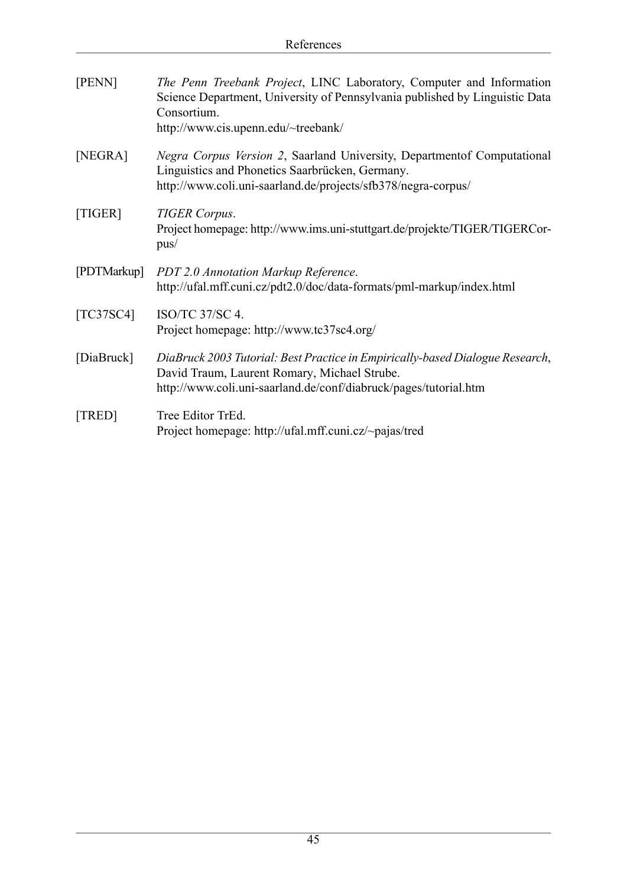[PENN] *The Penn Treebank Project*, LINC Laboratory, Computer and Information Science Department, University of Pennsylvania published by Linguistic Data Consortium.
http://www.cis.upenn.edu/~treebank/

[NEGRA] *Negra Corpus Version 2*, Saarland University, Departmentof Computational Linguistics and Phonetics Saarbrücken, Germany.
http://www.coli.uni-saarland.de/projects/sfb378/negra-corpus/

[TIGER] *TIGER Corpus*.
Project homepage: http://www.ims.uni-stuttgart.de/projekte/TIGER/TIGERCorpus/

[PDTMarkup] *PDT 2.0 Annotation Markup Reference*.
http://ufal.mff.cuni.cz/pdt2.0/doc/data-formats/pml-markup/index.html

[TC37SC4] ISO/TC 37/SC 4.
Project homepage: http://www.tc37sc4.org/

[DiaBruck] *DiaBruck 2003 Tutorial: Best Practice in Empirically-based Dialogue Research*, David Traum, Laurent Romary, Michael Strube.
http://www.coli.uni-saarland.de/conf/diabruck/pages/tutorial.htm

[TRED] Tree Editor TrEd.
Project homepage: http://ufal.mff.cuni.cz/~pajas/tred